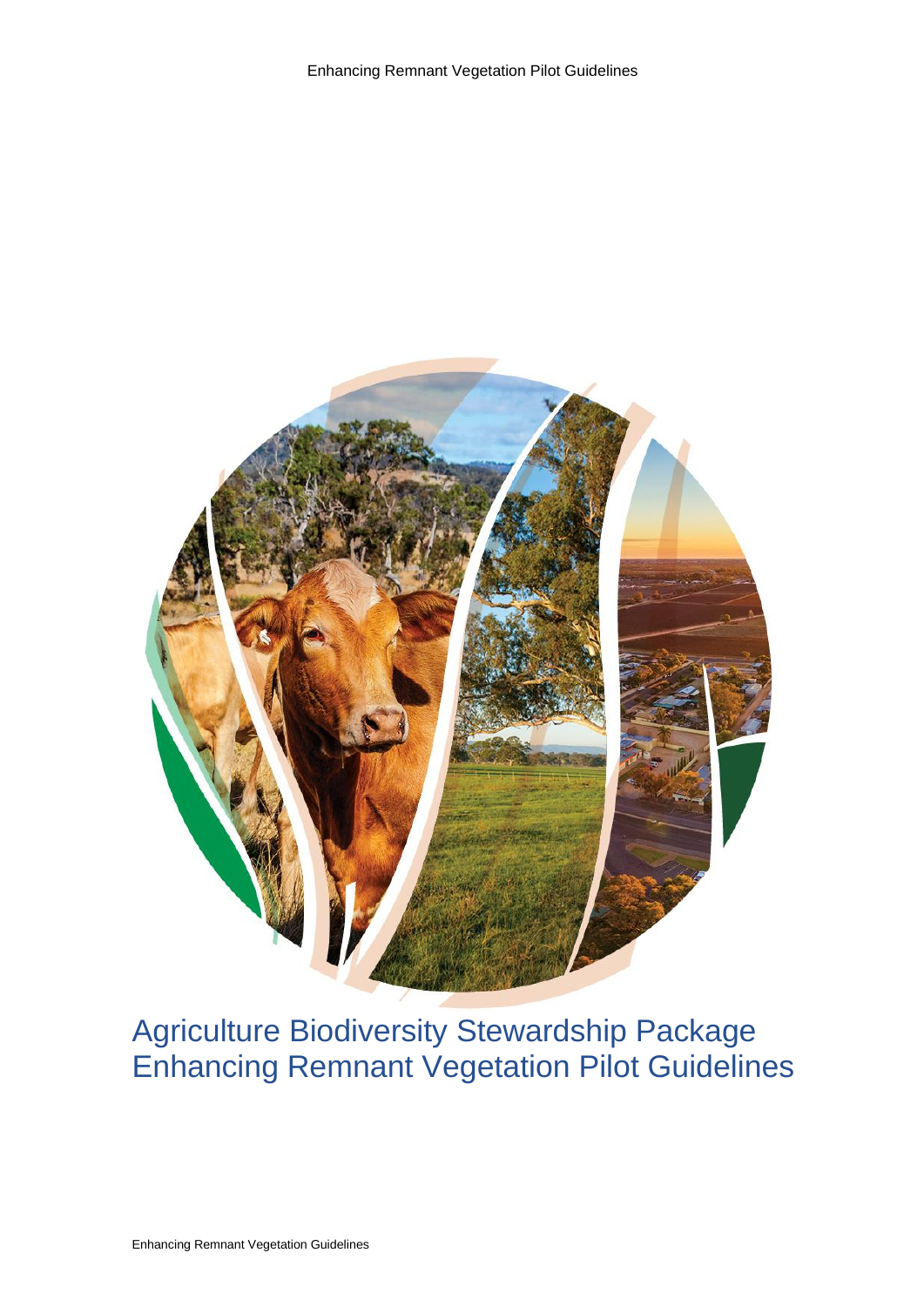# Agriculture Biodiversity Stewardship Package
# Enhancing Remnant Vegetation Pilot Guidelines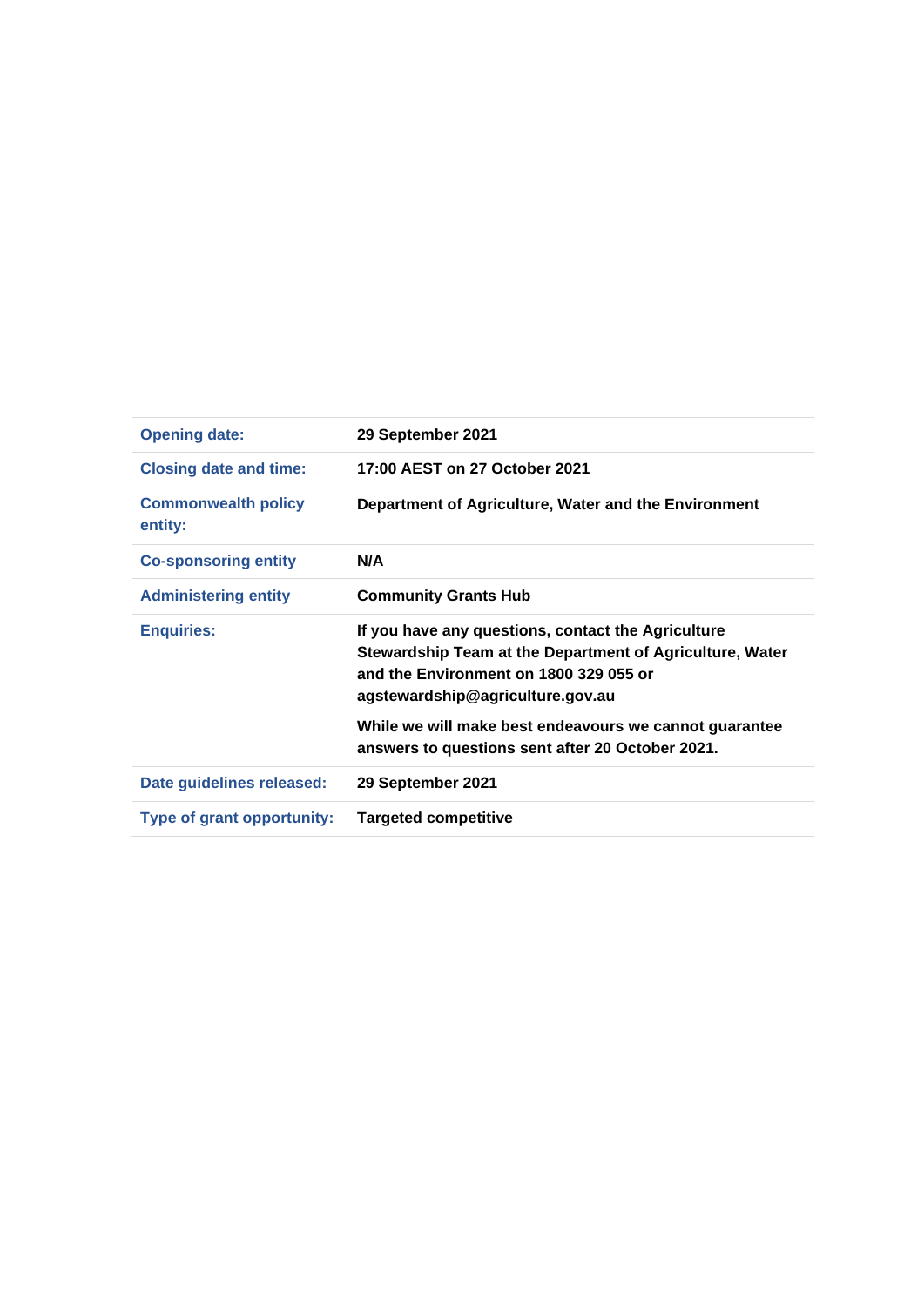| | |
|---|---|
| **Opening date:** | **29 September 2021** |
| **Closing date and time:** | **17:00 AEST on 27 October 2021** |
| **Commonwealth policy entity:** | **Department of Agriculture, Water and the Environment** |
| **Co-sponsoring entity** | **N/A** |
| **Administering entity** | **Community Grants Hub** |
| **Enquiries:** | **If you have any questions, contact the Agriculture Stewardship Team at the Department of Agriculture, Water and the Environment on 1800 329 055 or agstewardship@agriculture.gov.au**<br><br>**While we will make best endeavours we cannot guarantee answers to questions sent after 20 October 2021.** |
| **Date guidelines released:** | **29 September 2021** |
| **Type of grant opportunity:** | **Targeted competitive** |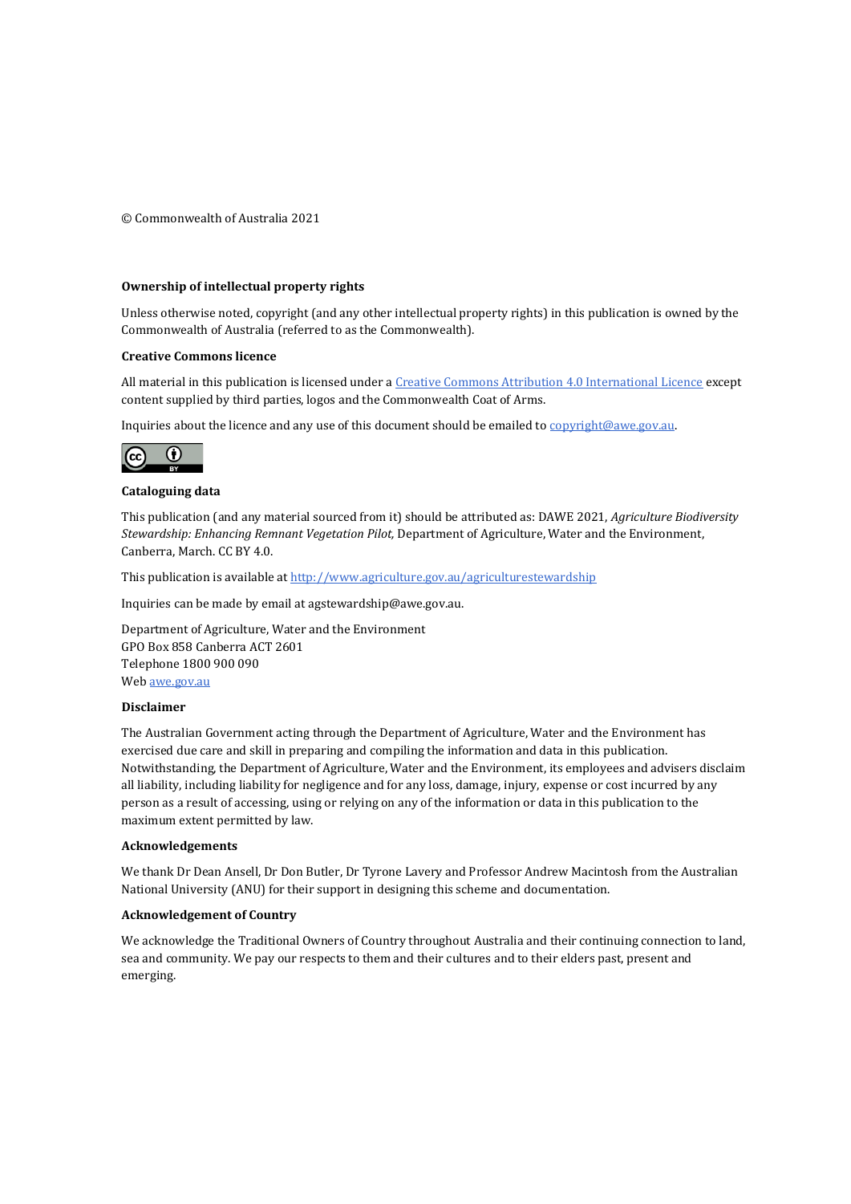© Commonwealth of Australia 2021

**Ownership of intellectual property rights**

Unless otherwise noted, copyright (and any other intellectual property rights) in this publication is owned by the Commonwealth of Australia (referred to as the Commonwealth).

**Creative Commons licence**

All material in this publication is licensed under a [Creative Commons Attribution 4.0 International Licence](https://creativecommons.org/licenses/by/4.0/) except content supplied by third parties, logos and the Commonwealth Coat of Arms.

Inquiries about the licence and any use of this document should be emailed to [copyright@awe.gov.au](mailto:copyright@awe.gov.au).

**Cataloguing data**

This publication (and any material sourced from it) should be attributed as: DAWE 2021, *Agriculture Biodiversity Stewardship: Enhancing Remnant Vegetation Pilot*, Department of Agriculture, Water and the Environment, Canberra, March. CC BY 4.0.

This publication is available at [http://www.agriculture.gov.au/agriculturestewardship](http://www.agriculture.gov.au/agriculturestewardship)

Inquiries can be made by email at agstewardship@awe.gov.au.

Department of Agriculture, Water and the Environment
GPO Box 858 Canberra ACT 2601
Telephone 1800 900 090
Web [awe.gov.au](https://awe.gov.au)

**Disclaimer**

The Australian Government acting through the Department of Agriculture, Water and the Environment has exercised due care and skill in preparing and compiling the information and data in this publication. Notwithstanding, the Department of Agriculture, Water and the Environment, its employees and advisers disclaim all liability, including liability for negligence and for any loss, damage, injury, expense or cost incurred by any person as a result of accessing, using or relying on any of the information or data in this publication to the maximum extent permitted by law.

**Acknowledgements**

We thank Dr Dean Ansell, Dr Don Butler, Dr Tyrone Lavery and Professor Andrew Macintosh from the Australian National University (ANU) for their support in designing this scheme and documentation.

**Acknowledgement of Country**

We acknowledge the Traditional Owners of Country throughout Australia and their continuing connection to land, sea and community. We pay our respects to them and their cultures and to their elders past, present and emerging.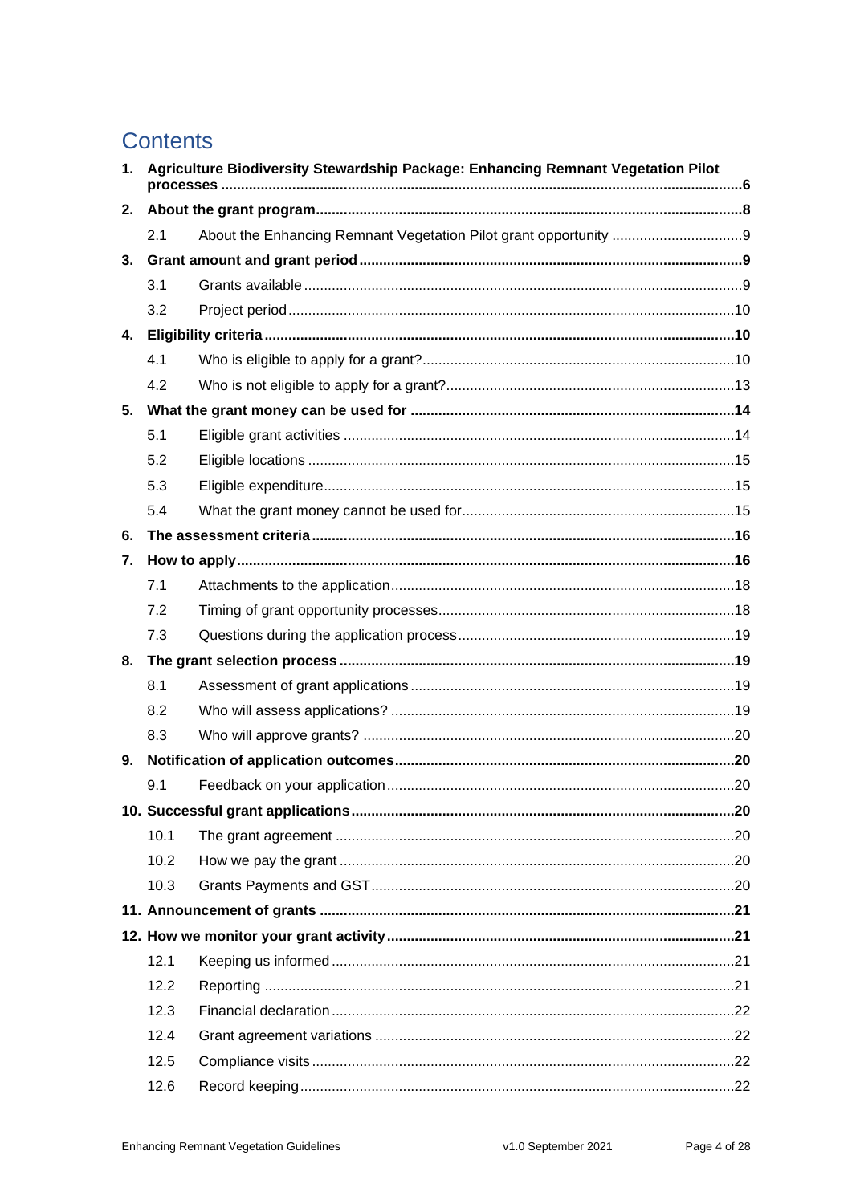# Contents

1. **Agriculture Biodiversity Stewardship Package: Enhancing Remnant Vegetation Pilot processes** ..... 6
2. **About the grant program** ..... 8
   - 2.1 About the Enhancing Remnant Vegetation Pilot grant opportunity ..... 9
3. **Grant amount and grant period** ..... 9
   - 3.1 Grants available ..... 9
   - 3.2 Project period ..... 10
4. **Eligibility criteria** ..... 10
   - 4.1 Who is eligible to apply for a grant? ..... 10
   - 4.2 Who is not eligible to apply for a grant? ..... 13
5. **What the grant money can be used for** ..... 14
   - 5.1 Eligible grant activities ..... 14
   - 5.2 Eligible locations ..... 15
   - 5.3 Eligible expenditure ..... 15
   - 5.4 What the grant money cannot be used for ..... 15
6. **The assessment criteria** ..... 16
7. **How to apply** ..... 16
   - 7.1 Attachments to the application ..... 18
   - 7.2 Timing of grant opportunity processes ..... 18
   - 7.3 Questions during the application process ..... 19
8. **The grant selection process** ..... 19
   - 8.1 Assessment of grant applications ..... 19
   - 8.2 Who will assess applications? ..... 19
   - 8.3 Who will approve grants? ..... 20
9. **Notification of application outcomes** ..... 20
   - 9.1 Feedback on your application ..... 20
10. **Successful grant applications** ..... 20
    - 10.1 The grant agreement ..... 20
    - 10.2 How we pay the grant ..... 20
    - 10.3 Grants Payments and GST ..... 20
11. **Announcement of grants** ..... 21
12. **How we monitor your grant activity** ..... 21
    - 12.1 Keeping us informed ..... 21
    - 12.2 Reporting ..... 21
    - 12.3 Financial declaration ..... 22
    - 12.4 Grant agreement variations ..... 22
    - 12.5 Compliance visits ..... 22
    - 12.6 Record keeping ..... 22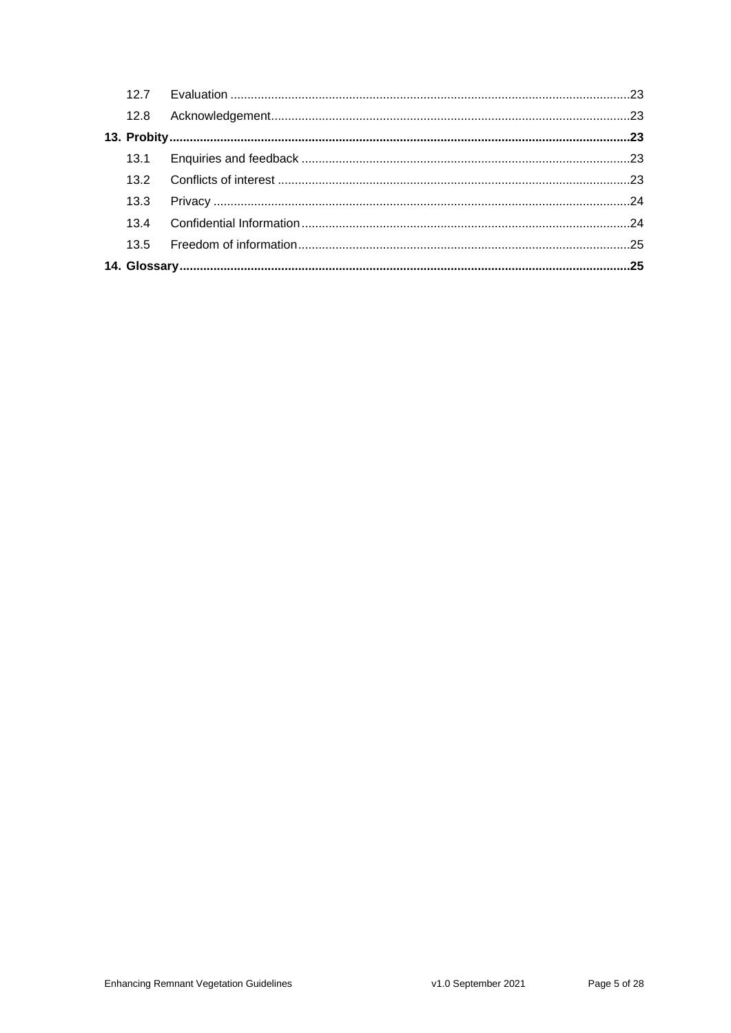| | | |
|---|---|---|
| 12.7 | Evaluation | 23 |
| 12.8 | Acknowledgement | 23 |
| **13. Probity** | | **23** |
| 13.1 | Enquiries and feedback | 23 |
| 13.2 | Conflicts of interest | 23 |
| 13.3 | Privacy | 24 |
| 13.4 | Confidential Information | 24 |
| 13.5 | Freedom of information | 25 |
| **14. Glossary** | | **25** |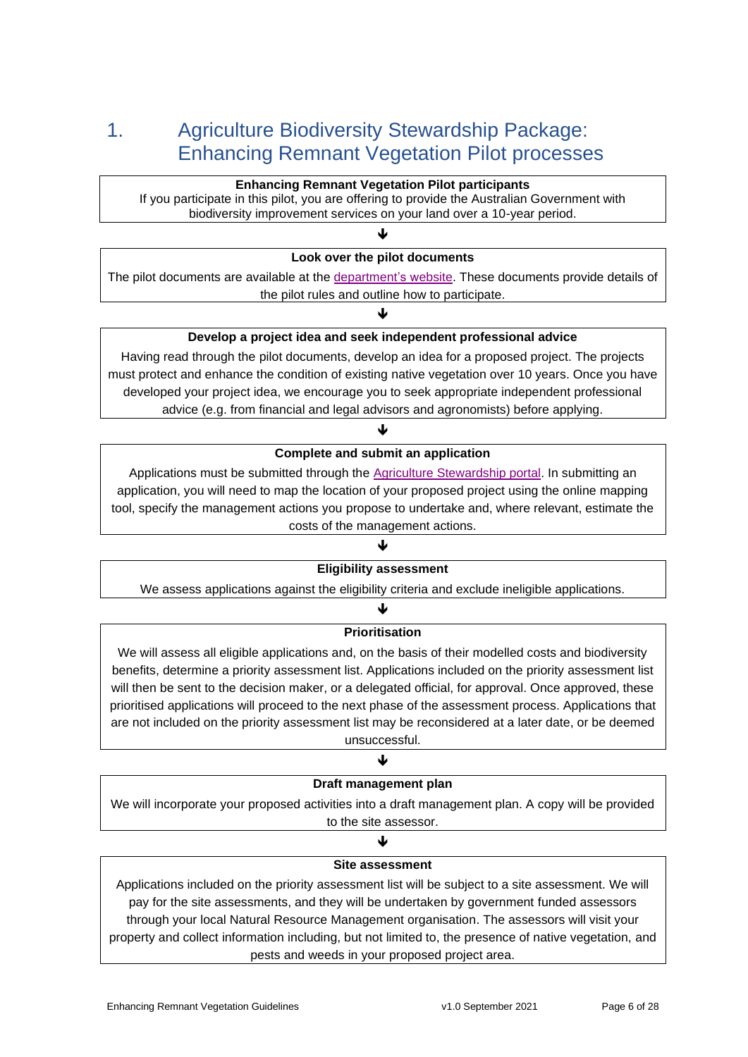# 1. Agriculture Biodiversity Stewardship Package: Enhancing Remnant Vegetation Pilot processes

**Enhancing Remnant Vegetation Pilot participants**

If you participate in this pilot, you are offering to provide the Australian Government with biodiversity improvement services on your land over a 10-year period.

↓

**Look over the pilot documents**

The pilot documents are available at the [department's website](). These documents provide details of the pilot rules and outline how to participate.

↓

**Develop a project idea and seek independent professional advice**

Having read through the pilot documents, develop an idea for a proposed project. The projects must protect and enhance the condition of existing native vegetation over 10 years. Once you have developed your project idea, we encourage you to seek appropriate independent professional advice (e.g. from financial and legal advisors and agronomists) before applying.

↓

**Complete and submit an application**

Applications must be submitted through the [Agriculture Stewardship portal](). In submitting an application, you will need to map the location of your proposed project using the online mapping tool, specify the management actions you propose to undertake and, where relevant, estimate the costs of the management actions.

↓

**Eligibility assessment**

We assess applications against the eligibility criteria and exclude ineligible applications.

↓

**Prioritisation**

We will assess all eligible applications and, on the basis of their modelled costs and biodiversity benefits, determine a priority assessment list. Applications included on the priority assessment list will then be sent to the decision maker, or a delegated official, for approval. Once approved, these prioritised applications will proceed to the next phase of the assessment process. Applications that are not included on the priority assessment list may be reconsidered at a later date, or be deemed unsuccessful.

↓

**Draft management plan**

We will incorporate your proposed activities into a draft management plan. A copy will be provided to the site assessor.

↓

**Site assessment**

Applications included on the priority assessment list will be subject to a site assessment. We will pay for the site assessments, and they will be undertaken by government funded assessors through your local Natural Resource Management organisation. The assessors will visit your property and collect information including, but not limited to, the presence of native vegetation, and pests and weeds in your proposed project area.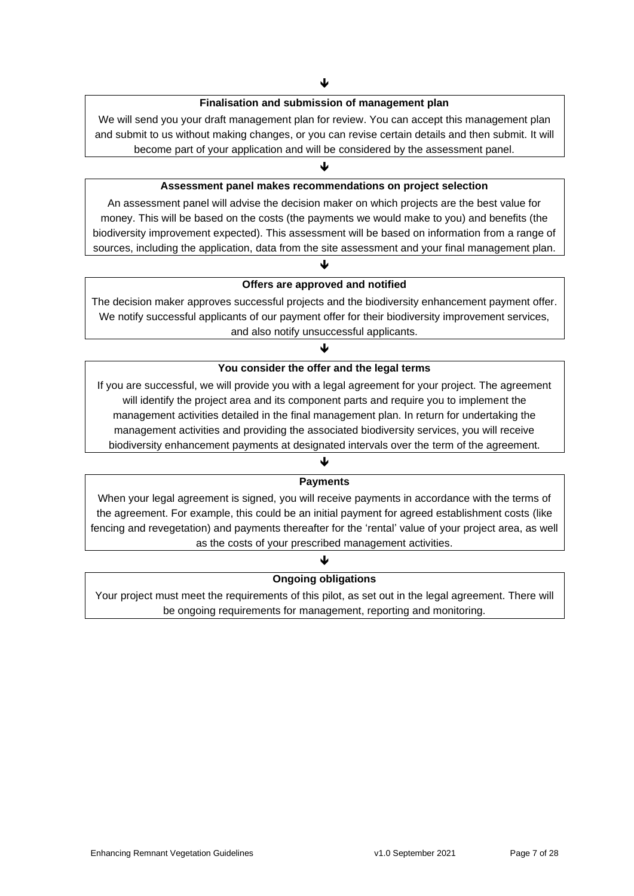↓

**Finalisation and submission of management plan**

We will send you your draft management plan for review. You can accept this management plan and submit to us without making changes, or you can revise certain details and then submit. It will become part of your application and will be considered by the assessment panel.

↓

**Assessment panel makes recommendations on project selection**

An assessment panel will advise the decision maker on which projects are the best value for money. This will be based on the costs (the payments we would make to you) and benefits (the biodiversity improvement expected). This assessment will be based on information from a range of sources, including the application, data from the site assessment and your final management plan.

↓

**Offers are approved and notified**

The decision maker approves successful projects and the biodiversity enhancement payment offer. We notify successful applicants of our payment offer for their biodiversity improvement services, and also notify unsuccessful applicants.

↓

**You consider the offer and the legal terms**

If you are successful, we will provide you with a legal agreement for your project. The agreement will identify the project area and its component parts and require you to implement the management activities detailed in the final management plan. In return for undertaking the management activities and providing the associated biodiversity services, you will receive biodiversity enhancement payments at designated intervals over the term of the agreement.

↓

**Payments**

When your legal agreement is signed, you will receive payments in accordance with the terms of the agreement. For example, this could be an initial payment for agreed establishment costs (like fencing and revegetation) and payments thereafter for the 'rental' value of your project area, as well as the costs of your prescribed management activities.

↓

**Ongoing obligations**

Your project must meet the requirements of this pilot, as set out in the legal agreement. There will be ongoing requirements for management, reporting and monitoring.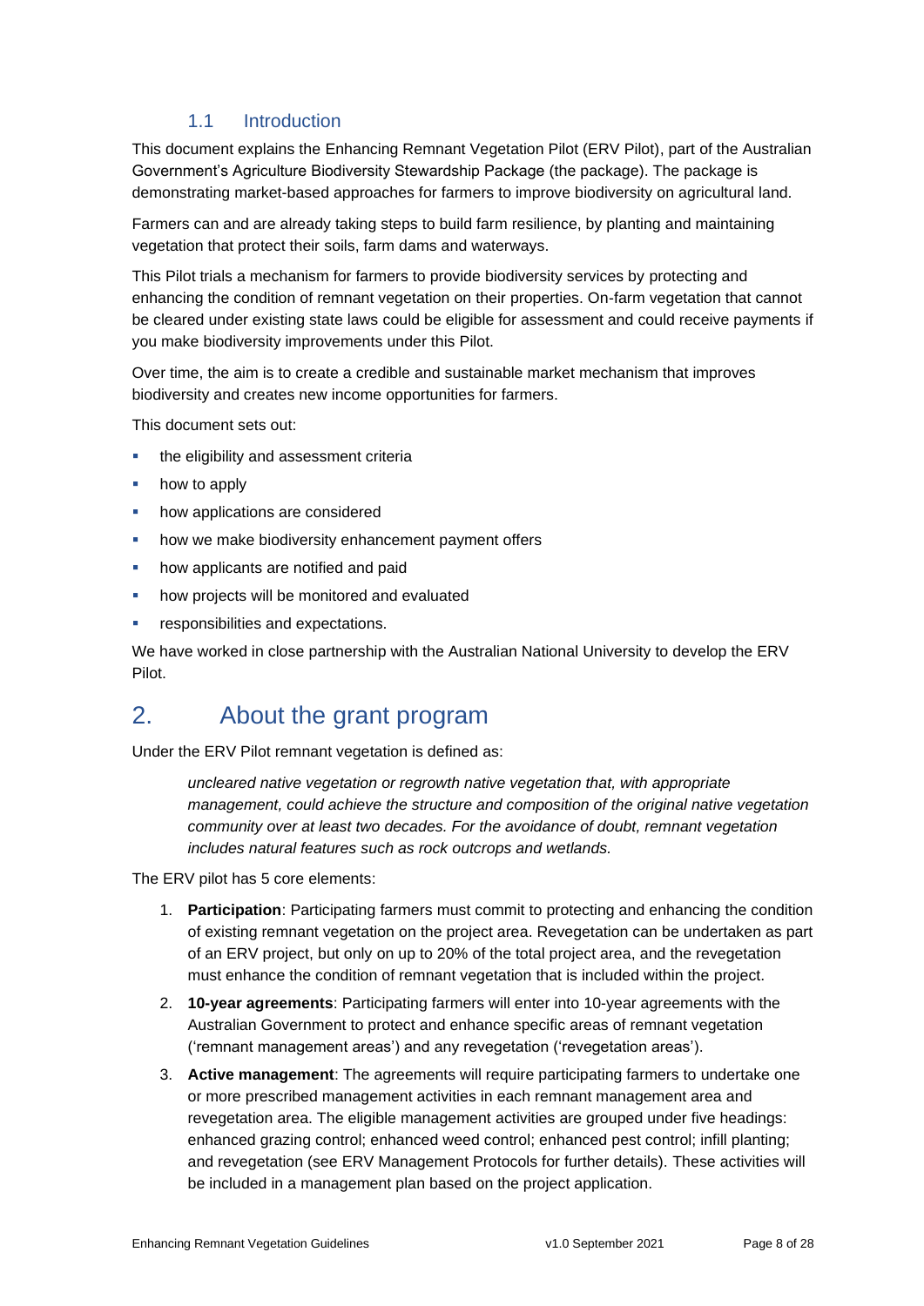### 1.1 Introduction

This document explains the Enhancing Remnant Vegetation Pilot (ERV Pilot), part of the Australian Government's Agriculture Biodiversity Stewardship Package (the package). The package is demonstrating market-based approaches for farmers to improve biodiversity on agricultural land.

Farmers can and are already taking steps to build farm resilience, by planting and maintaining vegetation that protect their soils, farm dams and waterways.

This Pilot trials a mechanism for farmers to provide biodiversity services by protecting and enhancing the condition of remnant vegetation on their properties. On-farm vegetation that cannot be cleared under existing state laws could be eligible for assessment and could receive payments if you make biodiversity improvements under this Pilot.

Over time, the aim is to create a credible and sustainable market mechanism that improves biodiversity and creates new income opportunities for farmers.

This document sets out:

- the eligibility and assessment criteria
- how to apply
- how applications are considered
- how we make biodiversity enhancement payment offers
- how applicants are notified and paid
- how projects will be monitored and evaluated
- responsibilities and expectations.

We have worked in close partnership with the Australian National University to develop the ERV Pilot.

## 2. About the grant program

Under the ERV Pilot remnant vegetation is defined as:

> *uncleared native vegetation or regrowth native vegetation that, with appropriate management, could achieve the structure and composition of the original native vegetation community over at least two decades. For the avoidance of doubt, remnant vegetation includes natural features such as rock outcrops and wetlands.*

The ERV pilot has 5 core elements:

1. **Participation**: Participating farmers must commit to protecting and enhancing the condition of existing remnant vegetation on the project area. Revegetation can be undertaken as part of an ERV project, but only on up to 20% of the total project area, and the revegetation must enhance the condition of remnant vegetation that is included within the project.
2. **10-year agreements**: Participating farmers will enter into 10-year agreements with the Australian Government to protect and enhance specific areas of remnant vegetation ('remnant management areas') and any revegetation ('revegetation areas').
3. **Active management**: The agreements will require participating farmers to undertake one or more prescribed management activities in each remnant management area and revegetation area. The eligible management activities are grouped under five headings: enhanced grazing control; enhanced weed control; enhanced pest control; infill planting; and revegetation (see ERV Management Protocols for further details). These activities will be included in a management plan based on the project application.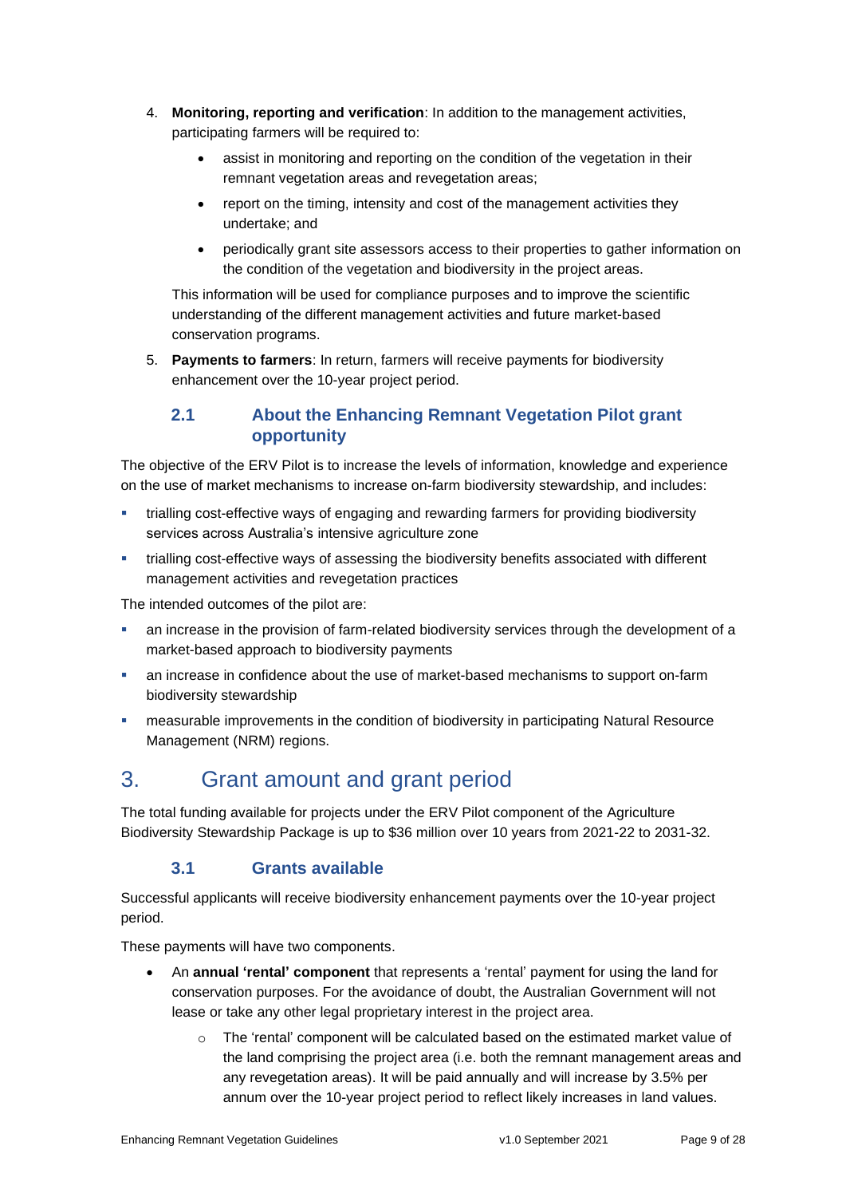4. **Monitoring, reporting and verification**: In addition to the management activities, participating farmers will be required to:
   - assist in monitoring and reporting on the condition of the vegetation in their remnant vegetation areas and revegetation areas;
   - report on the timing, intensity and cost of the management activities they undertake; and
   - periodically grant site assessors access to their properties to gather information on the condition of the vegetation and biodiversity in the project areas.

   This information will be used for compliance purposes and to improve the scientific understanding of the different management activities and future market-based conservation programs.

5. **Payments to farmers**: In return, farmers will receive payments for biodiversity enhancement over the 10-year project period.

### 2.1 About the Enhancing Remnant Vegetation Pilot grant opportunity

The objective of the ERV Pilot is to increase the levels of information, knowledge and experience on the use of market mechanisms to increase on-farm biodiversity stewardship, and includes:

- trialling cost-effective ways of engaging and rewarding farmers for providing biodiversity services across Australia's intensive agriculture zone
- trialling cost-effective ways of assessing the biodiversity benefits associated with different management activities and revegetation practices

The intended outcomes of the pilot are:

- an increase in the provision of farm-related biodiversity services through the development of a market-based approach to biodiversity payments
- an increase in confidence about the use of market-based mechanisms to support on-farm biodiversity stewardship
- measurable improvements in the condition of biodiversity in participating Natural Resource Management (NRM) regions.

## 3. Grant amount and grant period

The total funding available for projects under the ERV Pilot component of the Agriculture Biodiversity Stewardship Package is up to $36 million over 10 years from 2021-22 to 2031-32.

### 3.1 Grants available

Successful applicants will receive biodiversity enhancement payments over the 10-year project period.

These payments will have two components.

- An **annual 'rental' component** that represents a 'rental' payment for using the land for conservation purposes. For the avoidance of doubt, the Australian Government will not lease or take any other legal proprietary interest in the project area.
  - The 'rental' component will be calculated based on the estimated market value of the land comprising the project area (i.e. both the remnant management areas and any revegetation areas). It will be paid annually and will increase by 3.5% per annum over the 10-year project period to reflect likely increases in land values.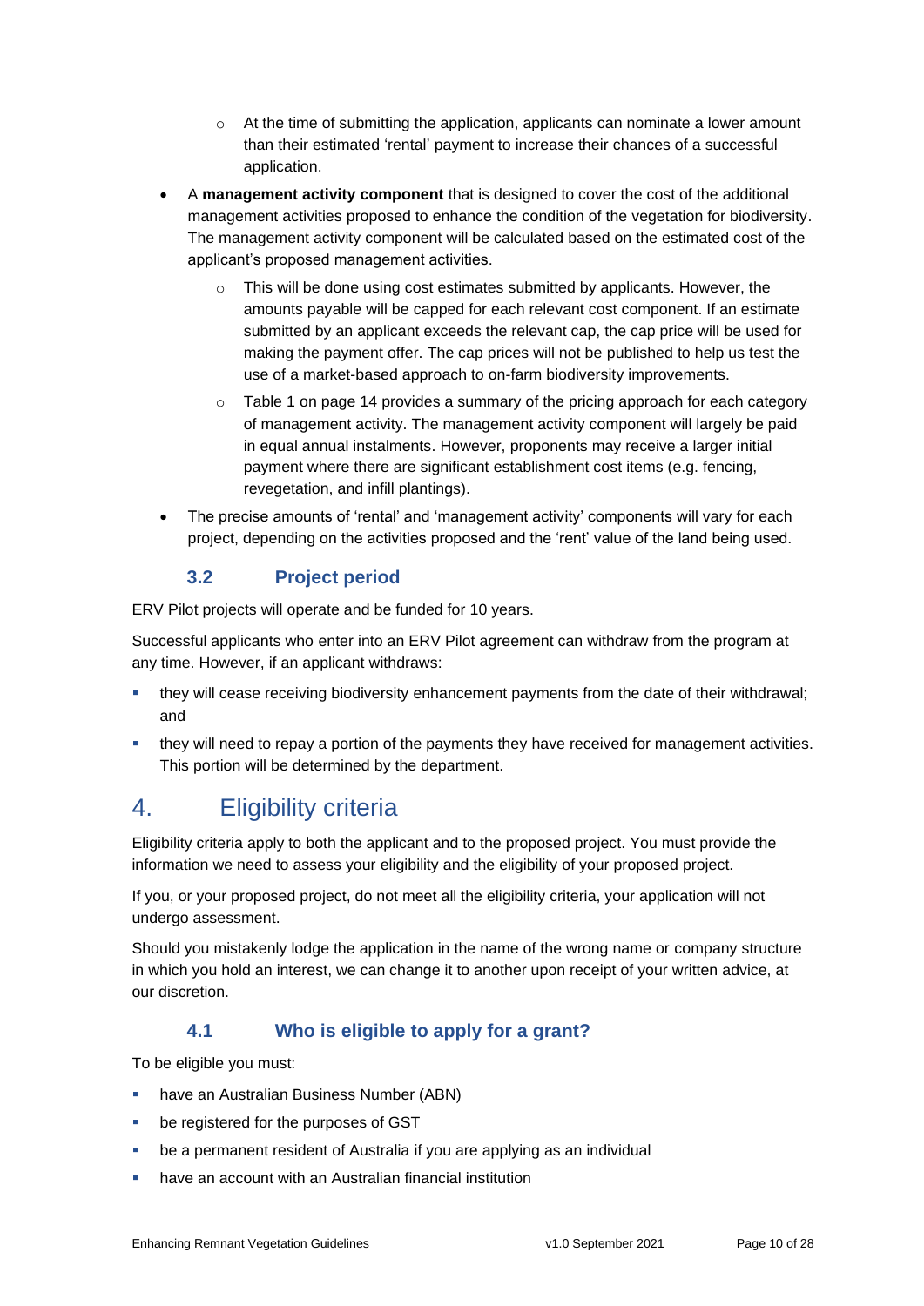- At the time of submitting the application, applicants can nominate a lower amount than their estimated 'rental' payment to increase their chances of a successful application.
- A **management activity component** that is designed to cover the cost of the additional management activities proposed to enhance the condition of the vegetation for biodiversity. The management activity component will be calculated based on the estimated cost of the applicant's proposed management activities.
    - This will be done using cost estimates submitted by applicants. However, the amounts payable will be capped for each relevant cost component. If an estimate submitted by an applicant exceeds the relevant cap, the cap price will be used for making the payment offer. The cap prices will not be published to help us test the use of a market-based approach to on-farm biodiversity improvements.
    - Table 1 on page 14 provides a summary of the pricing approach for each category of management activity. The management activity component will largely be paid in equal annual instalments. However, proponents may receive a larger initial payment where there are significant establishment cost items (e.g. fencing, revegetation, and infill plantings).
- The precise amounts of 'rental' and 'management activity' components will vary for each project, depending on the activities proposed and the 'rent' value of the land being used.

### 3.2 Project period

ERV Pilot projects will operate and be funded for 10 years.

Successful applicants who enter into an ERV Pilot agreement can withdraw from the program at any time. However, if an applicant withdraws:

- they will cease receiving biodiversity enhancement payments from the date of their withdrawal; and
- they will need to repay a portion of the payments they have received for management activities. This portion will be determined by the department.

## 4. Eligibility criteria

Eligibility criteria apply to both the applicant and to the proposed project. You must provide the information we need to assess your eligibility and the eligibility of your proposed project.

If you, or your proposed project, do not meet all the eligibility criteria, your application will not undergo assessment.

Should you mistakenly lodge the application in the name of the wrong name or company structure in which you hold an interest, we can change it to another upon receipt of your written advice, at our discretion.

### 4.1 Who is eligible to apply for a grant?

To be eligible you must:

- have an Australian Business Number (ABN)
- be registered for the purposes of GST
- be a permanent resident of Australia if you are applying as an individual
- have an account with an Australian financial institution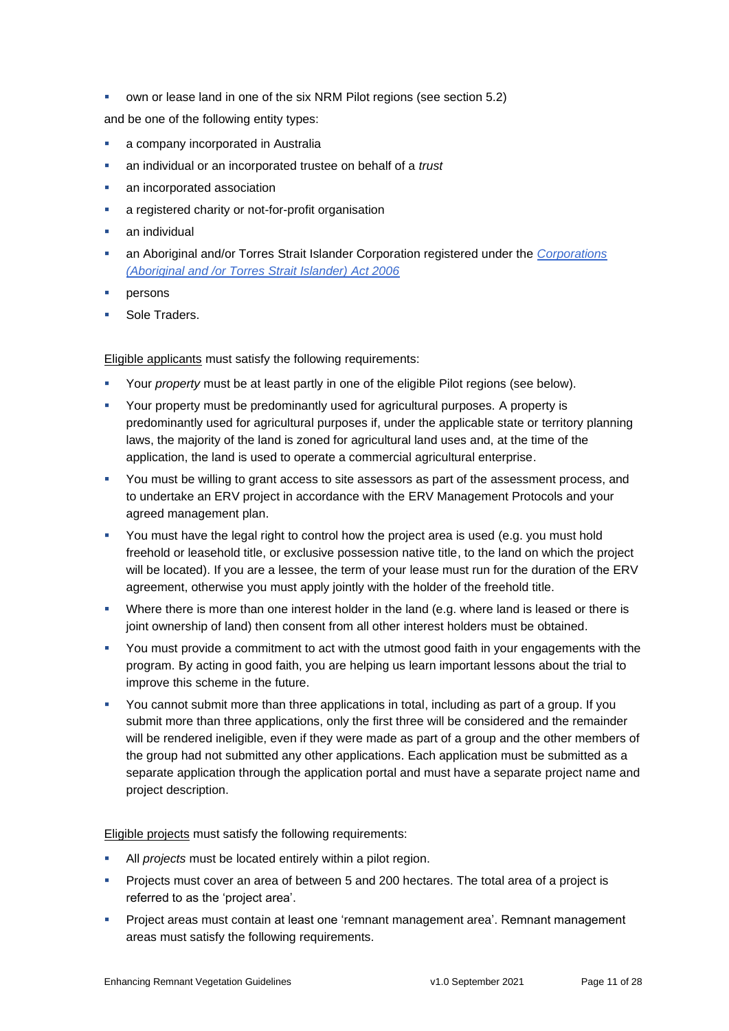- own or lease land in one of the six NRM Pilot regions (see section 5.2)

and be one of the following entity types:

- a company incorporated in Australia
- an individual or an incorporated trustee on behalf of a *trust*
- an incorporated association
- a registered charity or not-for-profit organisation
- an individual
- an Aboriginal and/or Torres Strait Islander Corporation registered under the [*Corporations (Aboriginal and /or Torres Strait Islander) Act 2006*]()
- persons
- Sole Traders.

<u>Eligible applicants</u> must satisfy the following requirements:

- Your *property* must be at least partly in one of the eligible Pilot regions (see below).
- Your property must be predominantly used for agricultural purposes. A property is predominantly used for agricultural purposes if, under the applicable state or territory planning laws, the majority of the land is zoned for agricultural land uses and, at the time of the application, the land is used to operate a commercial agricultural enterprise.
- You must be willing to grant access to site assessors as part of the assessment process, and to undertake an ERV project in accordance with the ERV Management Protocols and your agreed management plan.
- You must have the legal right to control how the project area is used (e.g. you must hold freehold or leasehold title, or exclusive possession native title, to the land on which the project will be located). If you are a lessee, the term of your lease must run for the duration of the ERV agreement, otherwise you must apply jointly with the holder of the freehold title.
- Where there is more than one interest holder in the land (e.g. where land is leased or there is joint ownership of land) then consent from all other interest holders must be obtained.
- You must provide a commitment to act with the utmost good faith in your engagements with the program. By acting in good faith, you are helping us learn important lessons about the trial to improve this scheme in the future.
- You cannot submit more than three applications in total, including as part of a group. If you submit more than three applications, only the first three will be considered and the remainder will be rendered ineligible, even if they were made as part of a group and the other members of the group had not submitted any other applications. Each application must be submitted as a separate application through the application portal and must have a separate project name and project description.

<u>Eligible projects</u> must satisfy the following requirements:

- All *projects* must be located entirely within a pilot region.
- Projects must cover an area of between 5 and 200 hectares. The total area of a project is referred to as the 'project area'.
- Project areas must contain at least one 'remnant management area'. Remnant management areas must satisfy the following requirements.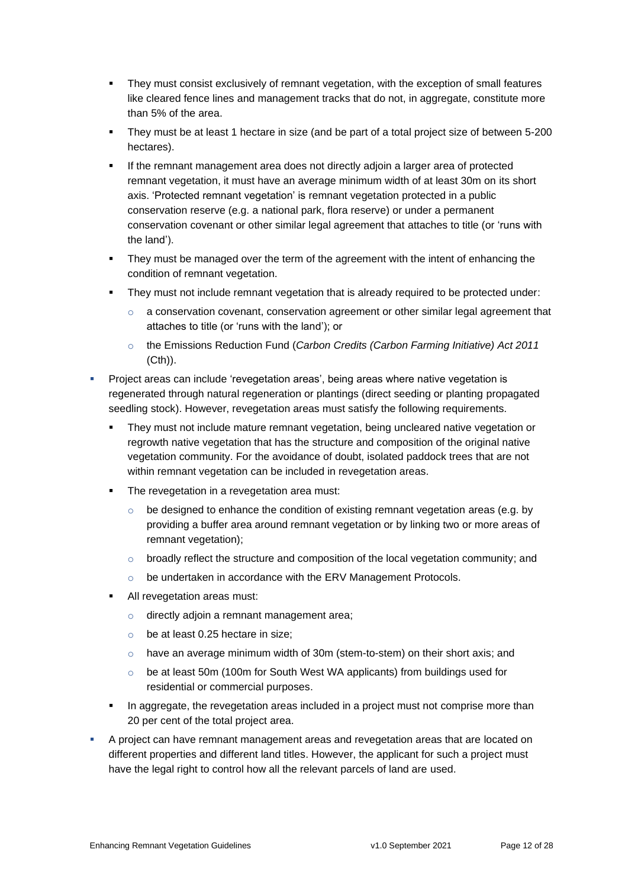- They must consist exclusively of remnant vegetation, with the exception of small features like cleared fence lines and management tracks that do not, in aggregate, constitute more than 5% of the area.
    - They must be at least 1 hectare in size (and be part of a total project size of between 5-200 hectares).
    - If the remnant management area does not directly adjoin a larger area of protected remnant vegetation, it must have an average minimum width of at least 30m on its short axis. 'Protected remnant vegetation' is remnant vegetation protected in a public conservation reserve (e.g. a national park, flora reserve) or under a permanent conservation covenant or other similar legal agreement that attaches to title (or 'runs with the land').
    - They must be managed over the term of the agreement with the intent of enhancing the condition of remnant vegetation.
    - They must not include remnant vegetation that is already required to be protected under:
        - a conservation covenant, conservation agreement or other similar legal agreement that attaches to title (or 'runs with the land'); or
        - the Emissions Reduction Fund (*Carbon Credits (Carbon Farming Initiative) Act 2011* (Cth)).
- Project areas can include 'revegetation areas', being areas where native vegetation is regenerated through natural regeneration or plantings (direct seeding or planting propagated seedling stock). However, revegetation areas must satisfy the following requirements.
    - They must not include mature remnant vegetation, being uncleared native vegetation or regrowth native vegetation that has the structure and composition of the original native vegetation community. For the avoidance of doubt, isolated paddock trees that are not within remnant vegetation can be included in revegetation areas.
    - The revegetation in a revegetation area must:
        - be designed to enhance the condition of existing remnant vegetation areas (e.g. by providing a buffer area around remnant vegetation or by linking two or more areas of remnant vegetation);
        - broadly reflect the structure and composition of the local vegetation community; and
        - be undertaken in accordance with the ERV Management Protocols.
    - All revegetation areas must:
        - directly adjoin a remnant management area;
        - be at least 0.25 hectare in size;
        - have an average minimum width of 30m (stem-to-stem) on their short axis; and
        - be at least 50m (100m for South West WA applicants) from buildings used for residential or commercial purposes.
    - In aggregate, the revegetation areas included in a project must not comprise more than 20 per cent of the total project area.
- A project can have remnant management areas and revegetation areas that are located on different properties and different land titles. However, the applicant for such a project must have the legal right to control how all the relevant parcels of land are used.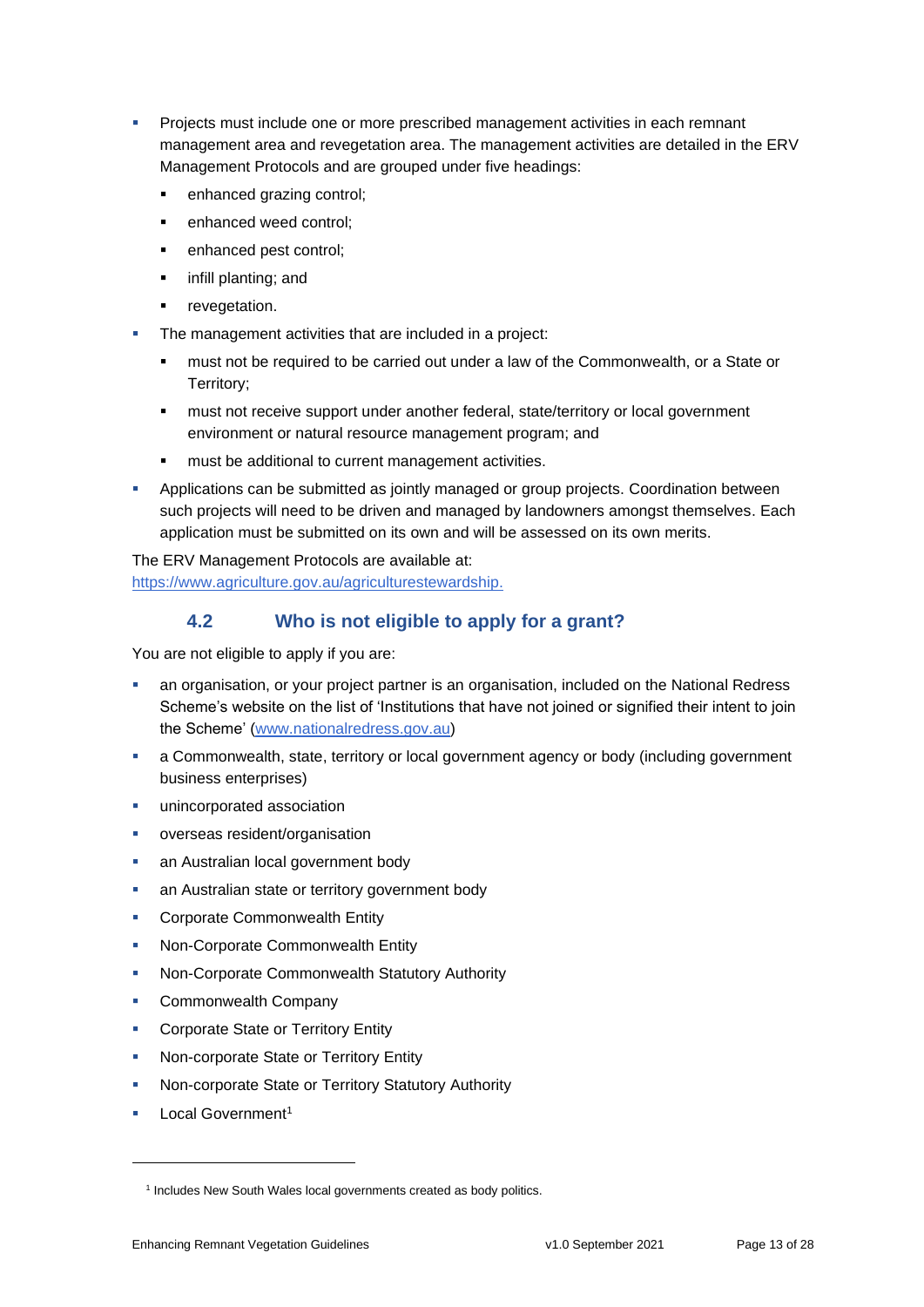- Projects must include one or more prescribed management activities in each remnant management area and revegetation area. The management activities are detailed in the ERV Management Protocols and are grouped under five headings:
  - enhanced grazing control;
  - enhanced weed control;
  - enhanced pest control;
  - infill planting; and
  - revegetation.
- The management activities that are included in a project:
  - must not be required to be carried out under a law of the Commonwealth, or a State or Territory;
  - must not receive support under another federal, state/territory or local government environment or natural resource management program; and
  - must be additional to current management activities.
- Applications can be submitted as jointly managed or group projects. Coordination between such projects will need to be driven and managed by landowners amongst themselves. Each application must be submitted on its own and will be assessed on its own merits.

The ERV Management Protocols are available at: [https://www.agriculture.gov.au/agriculturestewardship.](https://www.agriculture.gov.au/agriculturestewardship)

### 4.2 Who is not eligible to apply for a grant?

You are not eligible to apply if you are:

- an organisation, or your project partner is an organisation, included on the National Redress Scheme's website on the list of 'Institutions that have not joined or signified their intent to join the Scheme' ([www.nationalredress.gov.au](http://www.nationalredress.gov.au))
- a Commonwealth, state, territory or local government agency or body (including government business enterprises)
- unincorporated association
- overseas resident/organisation
- an Australian local government body
- an Australian state or territory government body
- Corporate Commonwealth Entity
- Non-Corporate Commonwealth Entity
- Non-Corporate Commonwealth Statutory Authority
- Commonwealth Company
- Corporate State or Territory Entity
- Non-corporate State or Territory Entity
- Non-corporate State or Territory Statutory Authority
- Local Government[1]

[1] Includes New South Wales local governments created as body politics.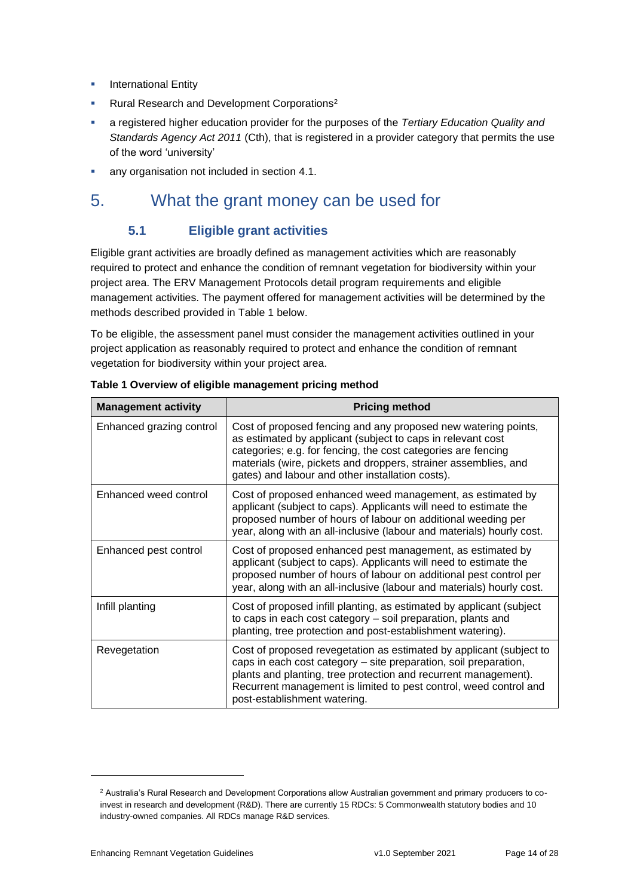- International Entity
- Rural Research and Development Corporations[2]
- a registered higher education provider for the purposes of the *Tertiary Education Quality and Standards Agency Act 2011* (Cth), that is registered in a provider category that permits the use of the word 'university'
- any organisation not included in section 4.1.

# 5. What the grant money can be used for

## 5.1 Eligible grant activities

Eligible grant activities are broadly defined as management activities which are reasonably required to protect and enhance the condition of remnant vegetation for biodiversity within your project area. The ERV Management Protocols detail program requirements and eligible management activities. The payment offered for management activities will be determined by the methods described provided in Table 1 below.

To be eligible, the assessment panel must consider the management activities outlined in your project application as reasonably required to protect and enhance the condition of remnant vegetation for biodiversity within your project area.

**Table 1 Overview of eligible management pricing method**

| Management activity | Pricing method |
|---|---|
| Enhanced grazing control | Cost of proposed fencing and any proposed new watering points, as estimated by applicant (subject to caps in relevant cost categories; e.g. for fencing, the cost categories are fencing materials (wire, pickets and droppers, strainer assemblies, and gates) and labour and other installation costs). |
| Enhanced weed control | Cost of proposed enhanced weed management, as estimated by applicant (subject to caps). Applicants will need to estimate the proposed number of hours of labour on additional weeding per year, along with an all-inclusive (labour and materials) hourly cost. |
| Enhanced pest control | Cost of proposed enhanced pest management, as estimated by applicant (subject to caps). Applicants will need to estimate the proposed number of hours of labour on additional pest control per year, along with an all-inclusive (labour and materials) hourly cost. |
| Infill planting | Cost of proposed infill planting, as estimated by applicant (subject to caps in each cost category – soil preparation, plants and planting, tree protection and post-establishment watering). |
| Revegetation | Cost of proposed revegetation as estimated by applicant (subject to caps in each cost category – site preparation, soil preparation, plants and planting, tree protection and recurrent management). Recurrent management is limited to pest control, weed control and post-establishment watering. |

[2] Australia's Rural Research and Development Corporations allow Australian government and primary producers to co-invest in research and development (R&D). There are currently 15 RDCs: 5 Commonwealth statutory bodies and 10 industry-owned companies. All RDCs manage R&D services.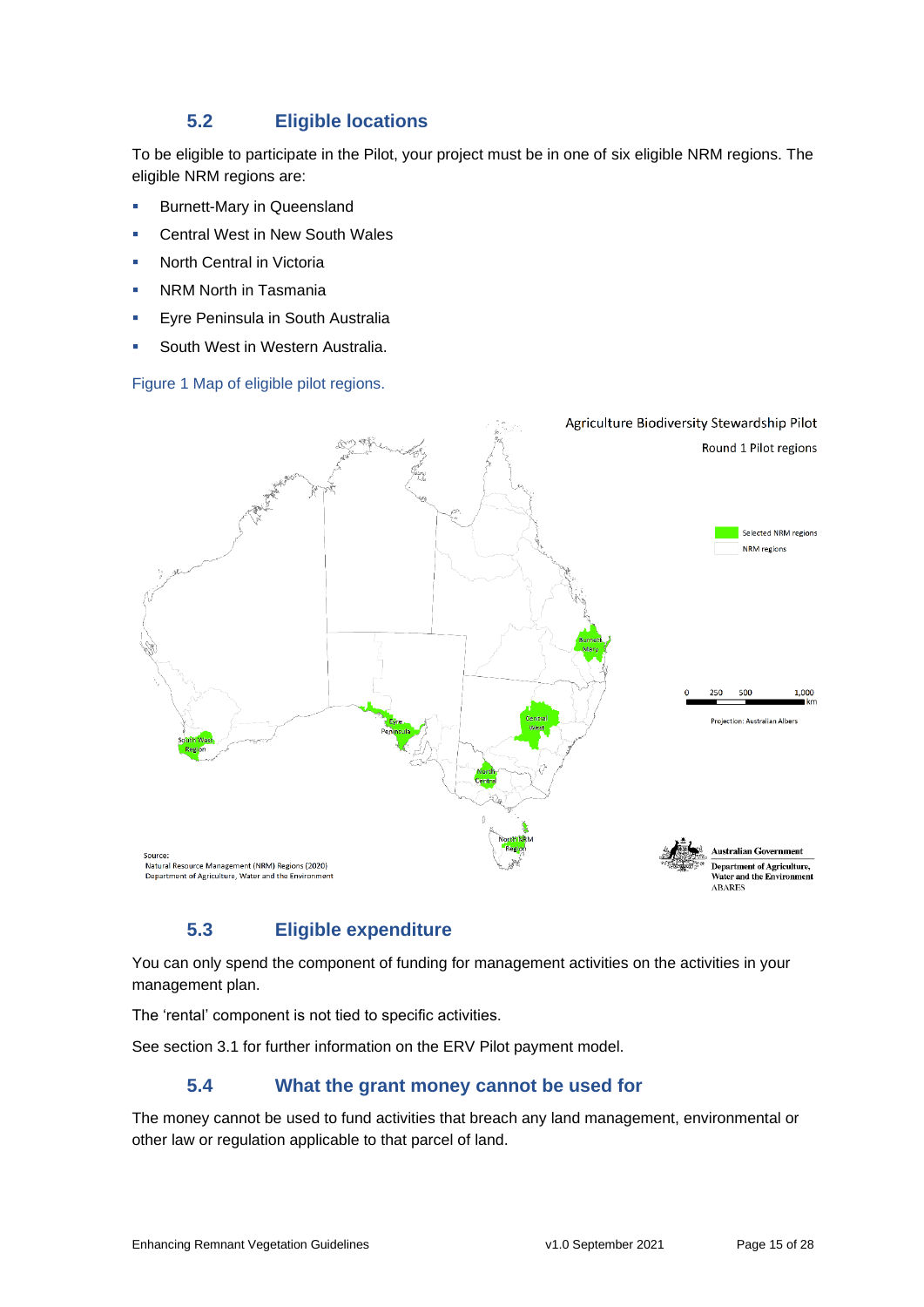## 5.2 Eligible locations

To be eligible to participate in the Pilot, your project must be in one of six eligible NRM regions. The eligible NRM regions are:

- Burnett-Mary in Queensland
- Central West in New South Wales
- North Central in Victoria
- NRM North in Tasmania
- Eyre Peninsula in South Australia
- South West in Western Australia.

Figure 1 Map of eligible pilot regions.

## 5.3 Eligible expenditure

You can only spend the component of funding for management activities on the activities in your management plan.

The 'rental' component is not tied to specific activities.

See section 3.1 for further information on the ERV Pilot payment model.

## 5.4 What the grant money cannot be used for

The money cannot be used to fund activities that breach any land management, environmental or other law or regulation applicable to that parcel of land.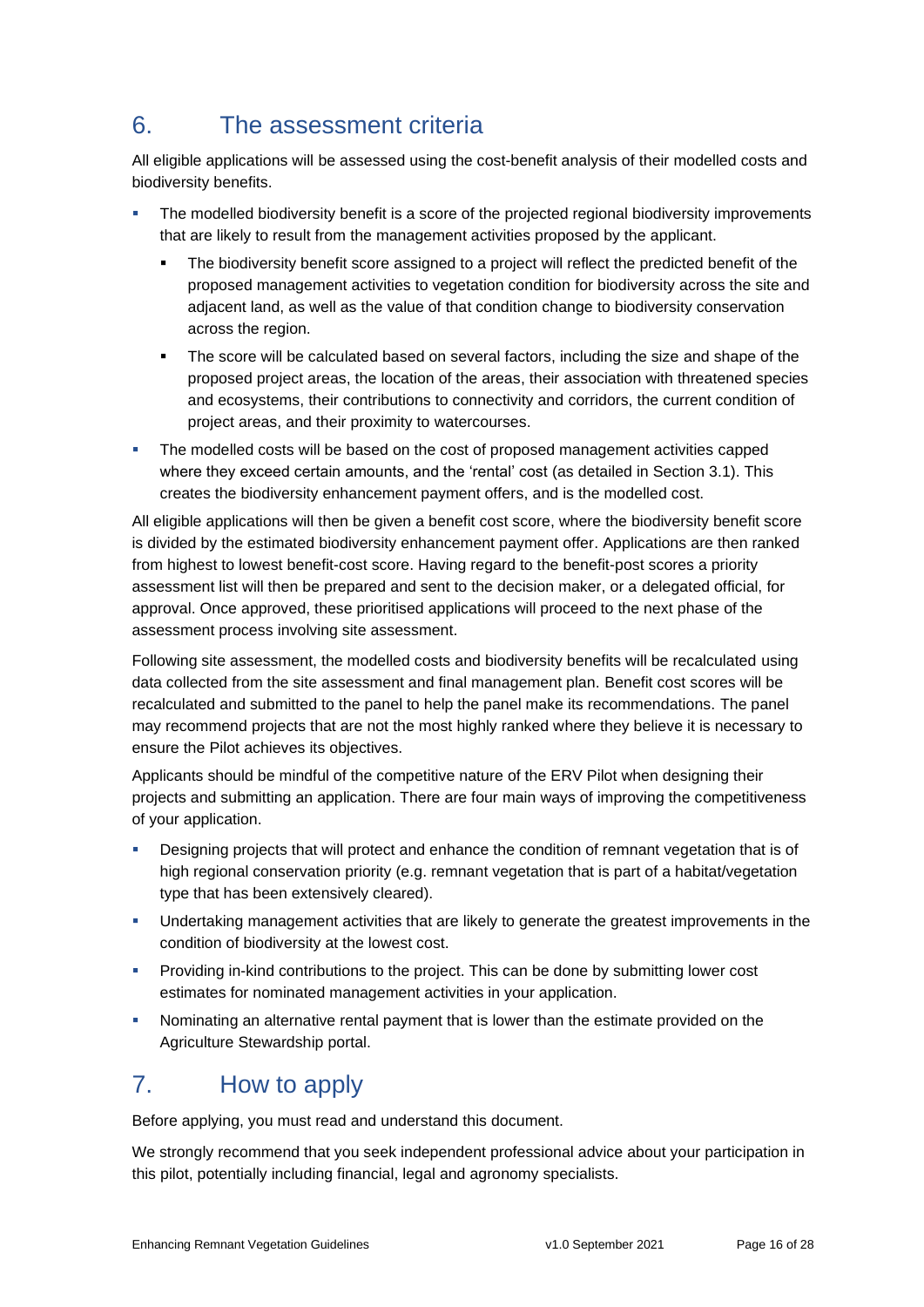## 6. The assessment criteria

All eligible applications will be assessed using the cost-benefit analysis of their modelled costs and biodiversity benefits.

- The modelled biodiversity benefit is a score of the projected regional biodiversity improvements that are likely to result from the management activities proposed by the applicant.
  - The biodiversity benefit score assigned to a project will reflect the predicted benefit of the proposed management activities to vegetation condition for biodiversity across the site and adjacent land, as well as the value of that condition change to biodiversity conservation across the region.
  - The score will be calculated based on several factors, including the size and shape of the proposed project areas, the location of the areas, their association with threatened species and ecosystems, their contributions to connectivity and corridors, the current condition of project areas, and their proximity to watercourses.
- The modelled costs will be based on the cost of proposed management activities capped where they exceed certain amounts, and the 'rental' cost (as detailed in Section 3.1). This creates the biodiversity enhancement payment offers, and is the modelled cost.

All eligible applications will then be given a benefit cost score, where the biodiversity benefit score is divided by the estimated biodiversity enhancement payment offer. Applications are then ranked from highest to lowest benefit-cost score. Having regard to the benefit-post scores a priority assessment list will then be prepared and sent to the decision maker, or a delegated official, for approval. Once approved, these prioritised applications will proceed to the next phase of the assessment process involving site assessment.

Following site assessment, the modelled costs and biodiversity benefits will be recalculated using data collected from the site assessment and final management plan. Benefit cost scores will be recalculated and submitted to the panel to help the panel make its recommendations. The panel may recommend projects that are not the most highly ranked where they believe it is necessary to ensure the Pilot achieves its objectives.

Applicants should be mindful of the competitive nature of the ERV Pilot when designing their projects and submitting an application. There are four main ways of improving the competitiveness of your application.

- Designing projects that will protect and enhance the condition of remnant vegetation that is of high regional conservation priority (e.g. remnant vegetation that is part of a habitat/vegetation type that has been extensively cleared).
- Undertaking management activities that are likely to generate the greatest improvements in the condition of biodiversity at the lowest cost.
- Providing in-kind contributions to the project. This can be done by submitting lower cost estimates for nominated management activities in your application.
- Nominating an alternative rental payment that is lower than the estimate provided on the Agriculture Stewardship portal.

## 7. How to apply

Before applying, you must read and understand this document.

We strongly recommend that you seek independent professional advice about your participation in this pilot, potentially including financial, legal and agronomy specialists.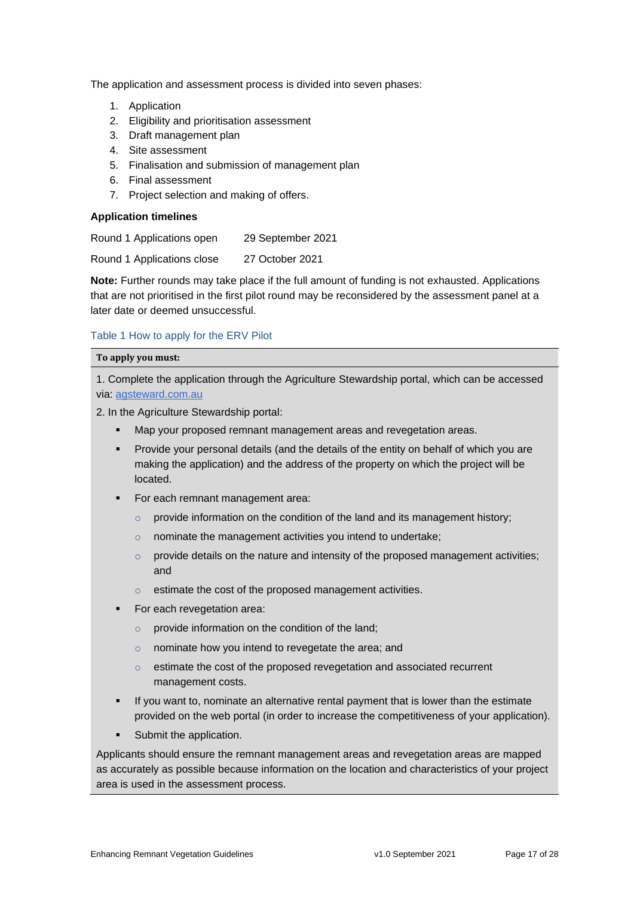The application and assessment process is divided into seven phases:

1. Application
2. Eligibility and prioritisation assessment
3. Draft management plan
4. Site assessment
5. Finalisation and submission of management plan
6. Final assessment
7. Project selection and making of offers.

**Application timelines**

| | |
|---|---|
| Round 1 Applications open | 29 September 2021 |
| Round 1 Applications close | 27 October 2021 |

**Note:** Further rounds may take place if the full amount of funding is not exhausted. Applications that are not prioritised in the first pilot round may be reconsidered by the assessment panel at a later date or deemed unsuccessful.

Table 1 How to apply for the ERV Pilot

**To apply you must:**

1. Complete the application through the Agriculture Stewardship portal, which can be accessed via: agsteward.com.au

2. In the Agriculture Stewardship portal:

- Map your proposed remnant management areas and revegetation areas.
- Provide your personal details (and the details of the entity on behalf of which you are making the application) and the address of the property on which the project will be located.
- For each remnant management area:
  - provide information on the condition of the land and its management history;
  - nominate the management activities you intend to undertake;
  - provide details on the nature and intensity of the proposed management activities; and
  - estimate the cost of the proposed management activities.
- For each revegetation area:
  - provide information on the condition of the land;
  - nominate how you intend to revegetate the area; and
  - estimate the cost of the proposed revegetation and associated recurrent management costs.
- If you want to, nominate an alternative rental payment that is lower than the estimate provided on the web portal (in order to increase the competitiveness of your application).
- Submit the application.

Applicants should ensure the remnant management areas and revegetation areas are mapped as accurately as possible because information on the location and characteristics of your project area is used in the assessment process.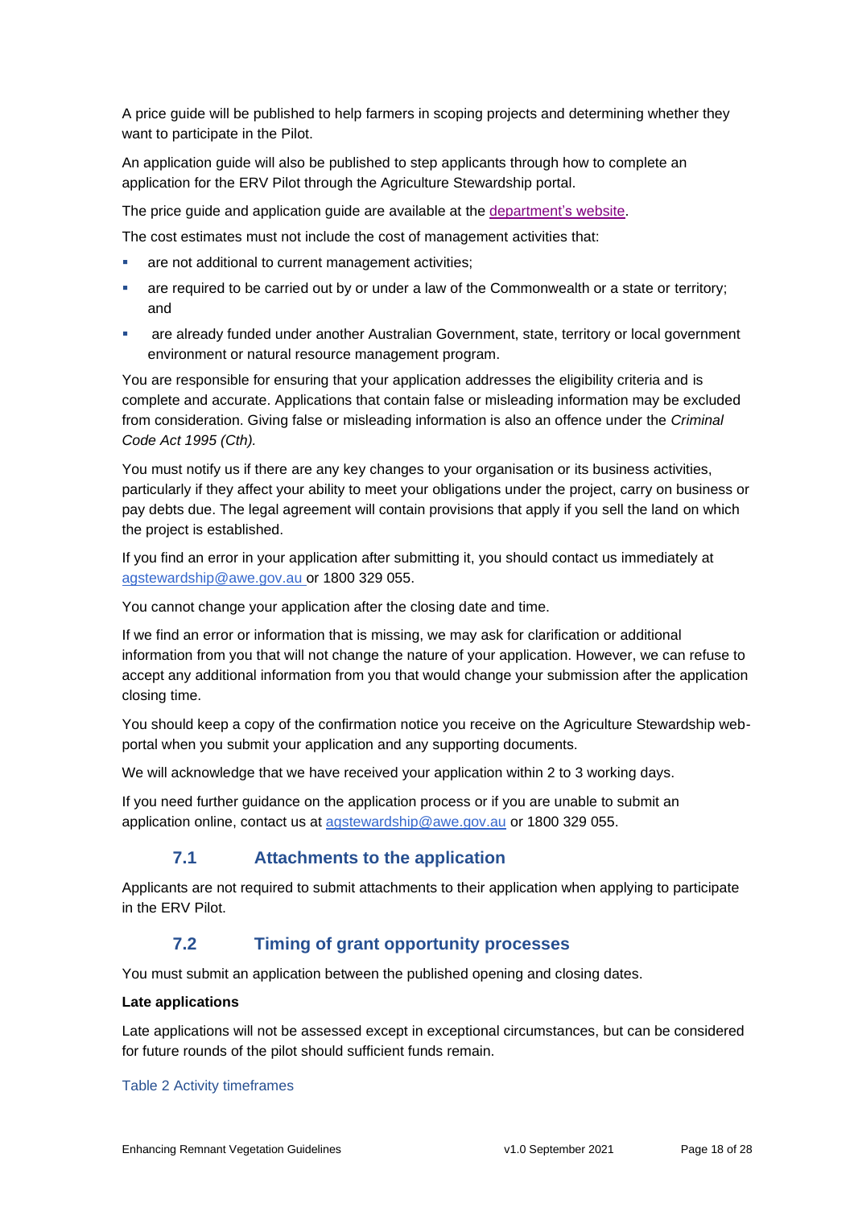A price guide will be published to help farmers in scoping projects and determining whether they want to participate in the Pilot.

An application guide will also be published to step applicants through how to complete an application for the ERV Pilot through the Agriculture Stewardship portal.

The price guide and application guide are available at the department's website.

The cost estimates must not include the cost of management activities that:

- are not additional to current management activities;
- are required to be carried out by or under a law of the Commonwealth or a state or territory; and
- are already funded under another Australian Government, state, territory or local government environment or natural resource management program.

You are responsible for ensuring that your application addresses the eligibility criteria and is complete and accurate. Applications that contain false or misleading information may be excluded from consideration. Giving false or misleading information is also an offence under the *Criminal Code Act 1995 (Cth).*

You must notify us if there are any key changes to your organisation or its business activities, particularly if they affect your ability to meet your obligations under the project, carry on business or pay debts due. The legal agreement will contain provisions that apply if you sell the land on which the project is established.

If you find an error in your application after submitting it, you should contact us immediately at agstewardship@awe.gov.au or 1800 329 055.

You cannot change your application after the closing date and time.

If we find an error or information that is missing, we may ask for clarification or additional information from you that will not change the nature of your application. However, we can refuse to accept any additional information from you that would change your submission after the application closing time.

You should keep a copy of the confirmation notice you receive on the Agriculture Stewardship web-portal when you submit your application and any supporting documents.

We will acknowledge that we have received your application within 2 to 3 working days.

If you need further guidance on the application process or if you are unable to submit an application online, contact us at agstewardship@awe.gov.au or 1800 329 055.

## 7.1 Attachments to the application

Applicants are not required to submit attachments to their application when applying to participate in the ERV Pilot.

## 7.2 Timing of grant opportunity processes

You must submit an application between the published opening and closing dates.

**Late applications**

Late applications will not be assessed except in exceptional circumstances, but can be considered for future rounds of the pilot should sufficient funds remain.

Table 2 Activity timeframes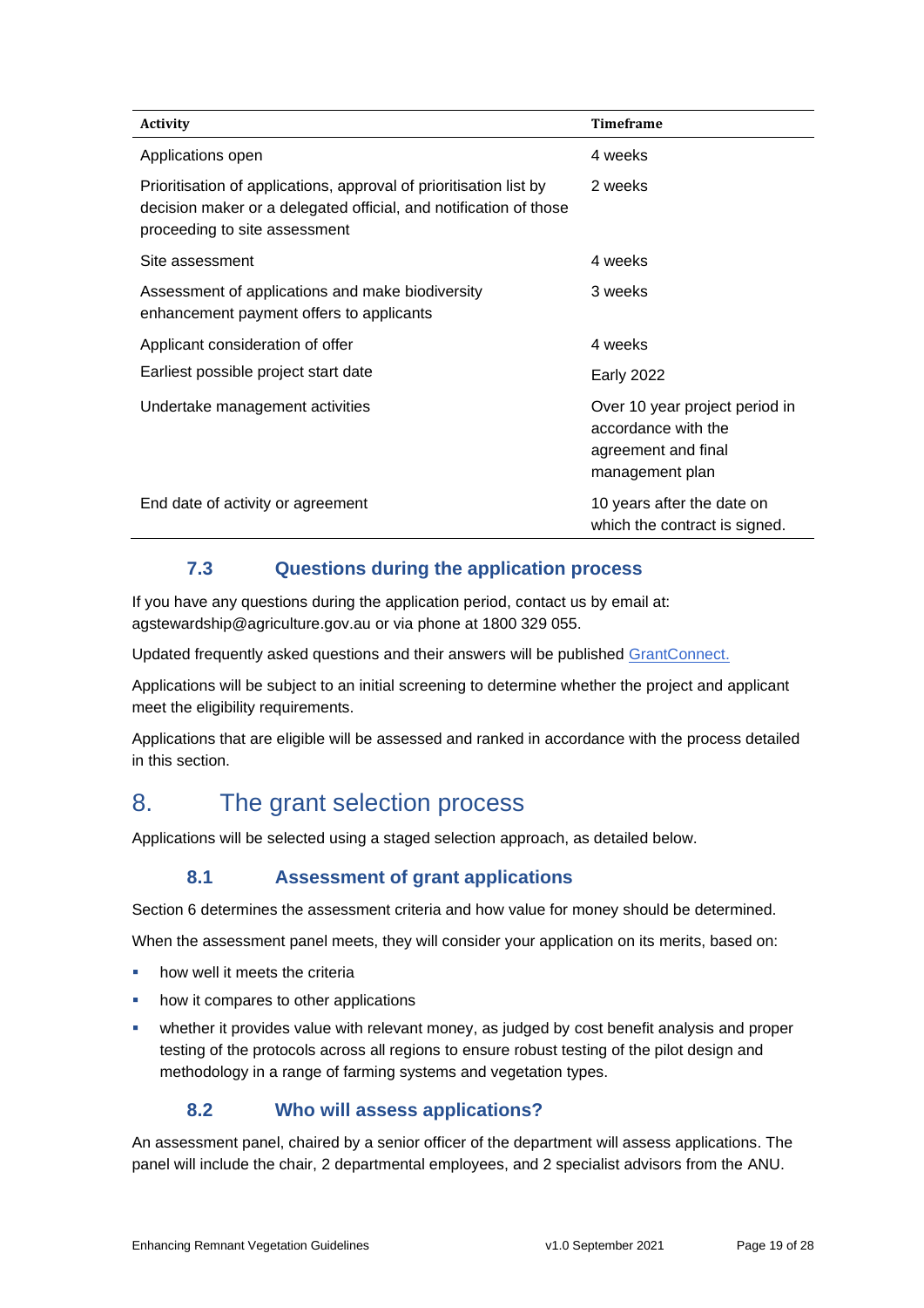| Activity | Timeframe |
| --- | --- |
| Applications open | 4 weeks |
| Prioritisation of applications, approval of prioritisation list by decision maker or a delegated official, and notification of those proceeding to site assessment | 2 weeks |
| Site assessment | 4 weeks |
| Assessment of applications and make biodiversity enhancement payment offers to applicants | 3 weeks |
| Applicant consideration of offer | 4 weeks |
| Earliest possible project start date | Early 2022 |
| Undertake management activities | Over 10 year project period in accordance with the agreement and final management plan |
| End date of activity or agreement | 10 years after the date on which the contract is signed. |

### 7.3 Questions during the application process

If you have any questions during the application period, contact us by email at: agstewardship@agriculture.gov.au or via phone at 1800 329 055.

Updated frequently asked questions and their answers will be published GrantConnect.

Applications will be subject to an initial screening to determine whether the project and applicant meet the eligibility requirements.

Applications that are eligible will be assessed and ranked in accordance with the process detailed in this section.

## 8. The grant selection process

Applications will be selected using a staged selection approach, as detailed below.

### 8.1 Assessment of grant applications

Section 6 determines the assessment criteria and how value for money should be determined.

When the assessment panel meets, they will consider your application on its merits, based on:

- how well it meets the criteria
- how it compares to other applications
- whether it provides value with relevant money, as judged by cost benefit analysis and proper testing of the protocols across all regions to ensure robust testing of the pilot design and methodology in a range of farming systems and vegetation types.

### 8.2 Who will assess applications?

An assessment panel, chaired by a senior officer of the department will assess applications. The panel will include the chair, 2 departmental employees, and 2 specialist advisors from the ANU.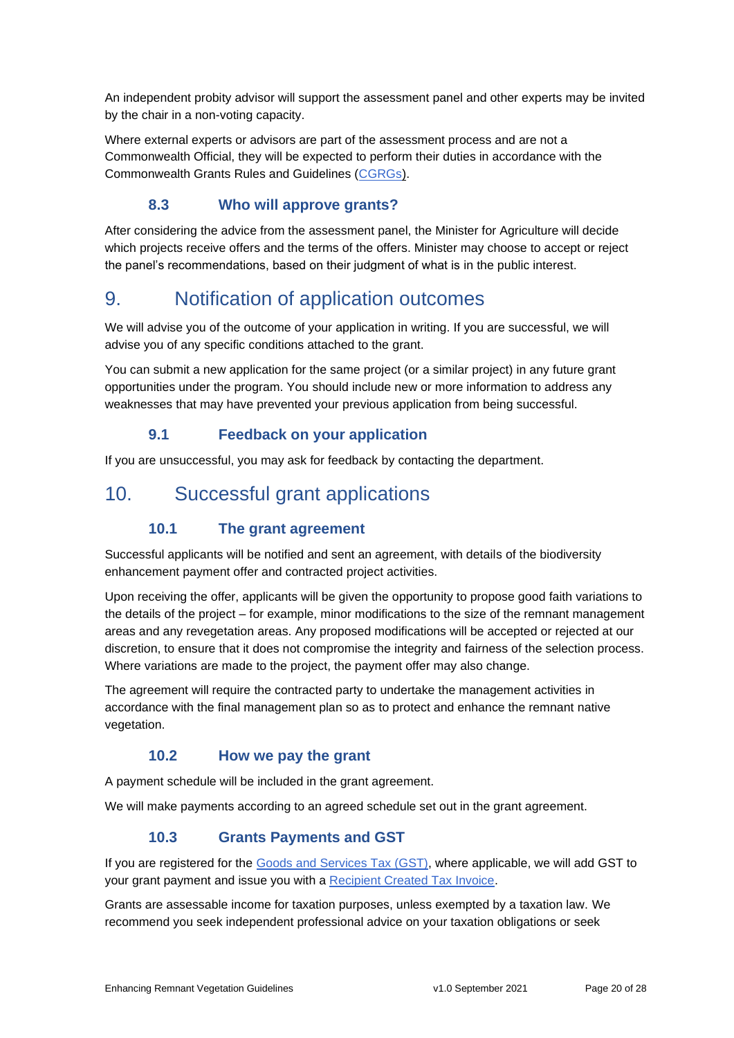An independent probity advisor will support the assessment panel and other experts may be invited by the chair in a non-voting capacity.

Where external experts or advisors are part of the assessment process and are not a Commonwealth Official, they will be expected to perform their duties in accordance with the Commonwealth Grants Rules and Guidelines (CGRGs).

### 8.3 Who will approve grants?

After considering the advice from the assessment panel, the Minister for Agriculture will decide which projects receive offers and the terms of the offers. Minister may choose to accept or reject the panel's recommendations, based on their judgment of what is in the public interest.

## 9. Notification of application outcomes

We will advise you of the outcome of your application in writing. If you are successful, we will advise you of any specific conditions attached to the grant.

You can submit a new application for the same project (or a similar project) in any future grant opportunities under the program. You should include new or more information to address any weaknesses that may have prevented your previous application from being successful.

### 9.1 Feedback on your application

If you are unsuccessful, you may ask for feedback by contacting the department.

## 10. Successful grant applications

### 10.1 The grant agreement

Successful applicants will be notified and sent an agreement, with details of the biodiversity enhancement payment offer and contracted project activities.

Upon receiving the offer, applicants will be given the opportunity to propose good faith variations to the details of the project – for example, minor modifications to the size of the remnant management areas and any revegetation areas. Any proposed modifications will be accepted or rejected at our discretion, to ensure that it does not compromise the integrity and fairness of the selection process. Where variations are made to the project, the payment offer may also change.

The agreement will require the contracted party to undertake the management activities in accordance with the final management plan so as to protect and enhance the remnant native vegetation.

### 10.2 How we pay the grant

A payment schedule will be included in the grant agreement.

We will make payments according to an agreed schedule set out in the grant agreement.

### 10.3 Grants Payments and GST

If you are registered for the Goods and Services Tax (GST), where applicable, we will add GST to your grant payment and issue you with a Recipient Created Tax Invoice.

Grants are assessable income for taxation purposes, unless exempted by a taxation law. We recommend you seek independent professional advice on your taxation obligations or seek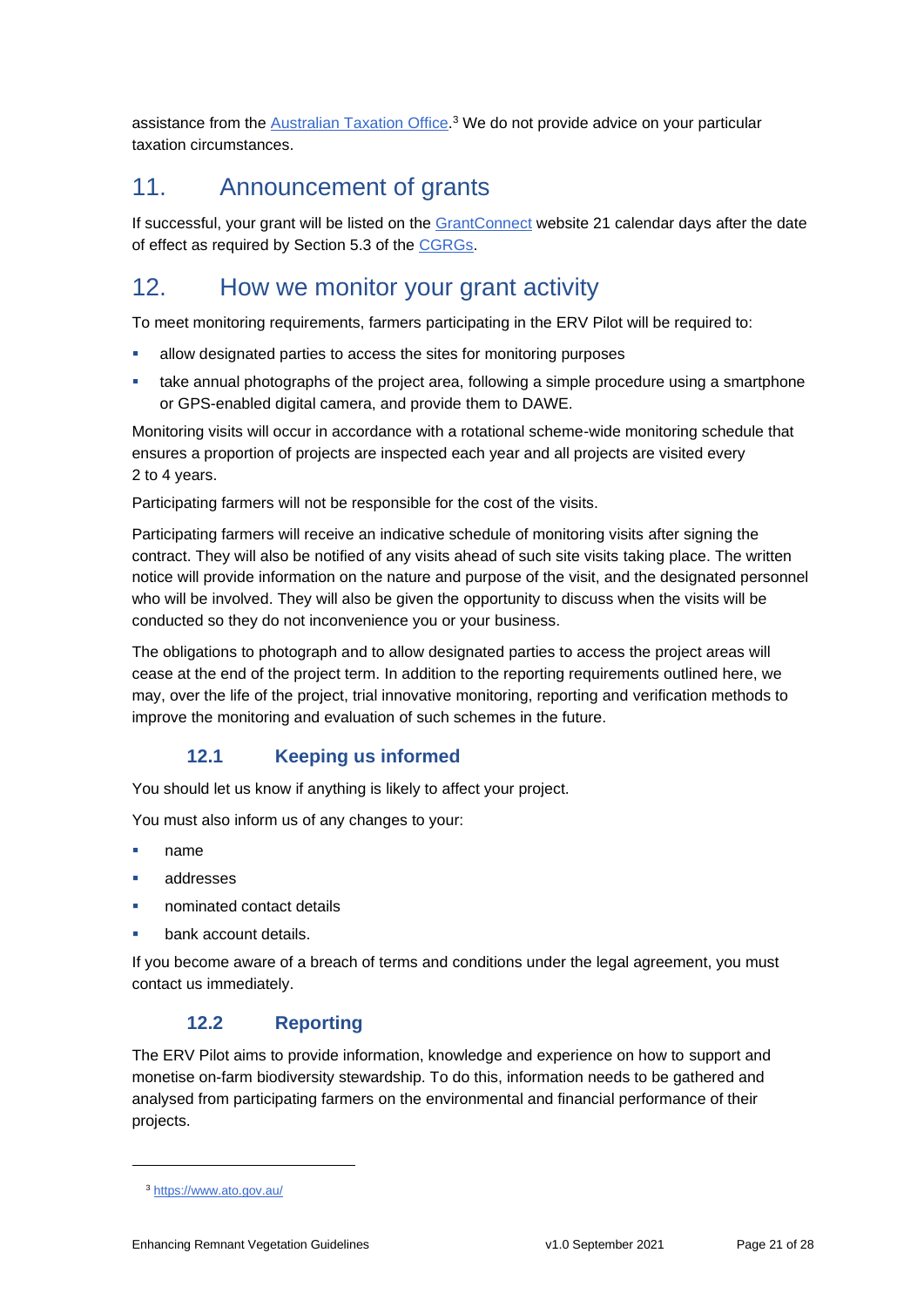assistance from the [Australian Taxation Office](https://www.ato.gov.au/).[3] We do not provide advice on your particular taxation circumstances.

## 11. Announcement of grants

If successful, your grant will be listed on the GrantConnect website 21 calendar days after the date of effect as required by Section 5.3 of the CGRGs.

## 12. How we monitor your grant activity

To meet monitoring requirements, farmers participating in the ERV Pilot will be required to:

- allow designated parties to access the sites for monitoring purposes
- take annual photographs of the project area, following a simple procedure using a smartphone or GPS-enabled digital camera, and provide them to DAWE.

Monitoring visits will occur in accordance with a rotational scheme-wide monitoring schedule that ensures a proportion of projects are inspected each year and all projects are visited every 2 to 4 years.

Participating farmers will not be responsible for the cost of the visits.

Participating farmers will receive an indicative schedule of monitoring visits after signing the contract. They will also be notified of any visits ahead of such site visits taking place. The written notice will provide information on the nature and purpose of the visit, and the designated personnel who will be involved. They will also be given the opportunity to discuss when the visits will be conducted so they do not inconvenience you or your business.

The obligations to photograph and to allow designated parties to access the project areas will cease at the end of the project term. In addition to the reporting requirements outlined here, we may, over the life of the project, trial innovative monitoring, reporting and verification methods to improve the monitoring and evaluation of such schemes in the future.

### 12.1 Keeping us informed

You should let us know if anything is likely to affect your project.

You must also inform us of any changes to your:

- name
- addresses
- nominated contact details
- bank account details.

If you become aware of a breach of terms and conditions under the legal agreement, you must contact us immediately.

### 12.2 Reporting

The ERV Pilot aims to provide information, knowledge and experience on how to support and monetise on-farm biodiversity stewardship. To do this, information needs to be gathered and analysed from participating farmers on the environmental and financial performance of their projects.

[3] https://www.ato.gov.au/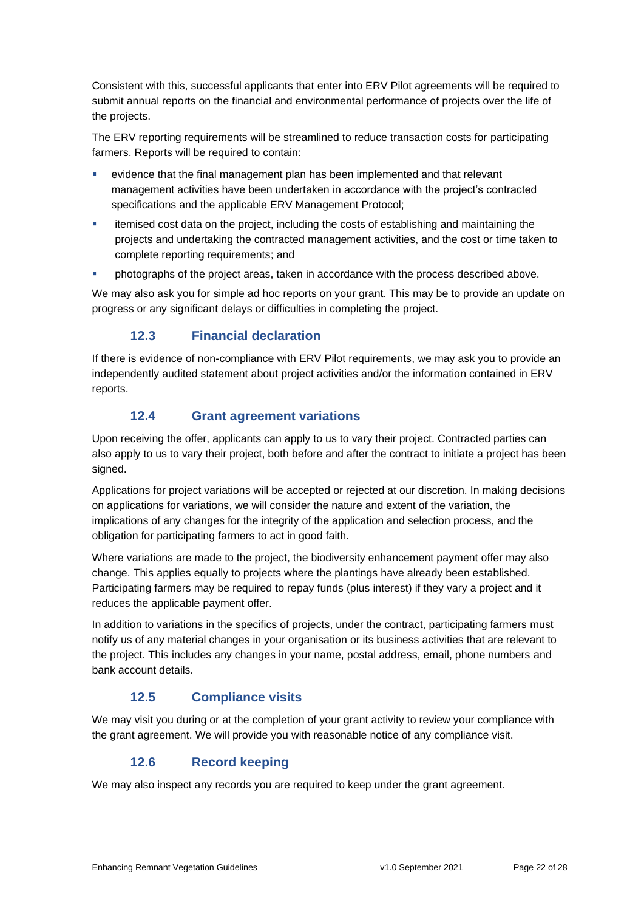Consistent with this, successful applicants that enter into ERV Pilot agreements will be required to submit annual reports on the financial and environmental performance of projects over the life of the projects.

The ERV reporting requirements will be streamlined to reduce transaction costs for participating farmers. Reports will be required to contain:

- evidence that the final management plan has been implemented and that relevant management activities have been undertaken in accordance with the project's contracted specifications and the applicable ERV Management Protocol;
- itemised cost data on the project, including the costs of establishing and maintaining the projects and undertaking the contracted management activities, and the cost or time taken to complete reporting requirements; and
- photographs of the project areas, taken in accordance with the process described above.

We may also ask you for simple ad hoc reports on your grant. This may be to provide an update on progress or any significant delays or difficulties in completing the project.

### 12.3 Financial declaration

If there is evidence of non-compliance with ERV Pilot requirements, we may ask you to provide an independently audited statement about project activities and/or the information contained in ERV reports.

### 12.4 Grant agreement variations

Upon receiving the offer, applicants can apply to us to vary their project. Contracted parties can also apply to us to vary their project, both before and after the contract to initiate a project has been signed.

Applications for project variations will be accepted or rejected at our discretion. In making decisions on applications for variations, we will consider the nature and extent of the variation, the implications of any changes for the integrity of the application and selection process, and the obligation for participating farmers to act in good faith.

Where variations are made to the project, the biodiversity enhancement payment offer may also change. This applies equally to projects where the plantings have already been established. Participating farmers may be required to repay funds (plus interest) if they vary a project and it reduces the applicable payment offer.

In addition to variations in the specifics of projects, under the contract, participating farmers must notify us of any material changes in your organisation or its business activities that are relevant to the project. This includes any changes in your name, postal address, email, phone numbers and bank account details.

### 12.5 Compliance visits

We may visit you during or at the completion of your grant activity to review your compliance with the grant agreement. We will provide you with reasonable notice of any compliance visit.

### 12.6 Record keeping

We may also inspect any records you are required to keep under the grant agreement.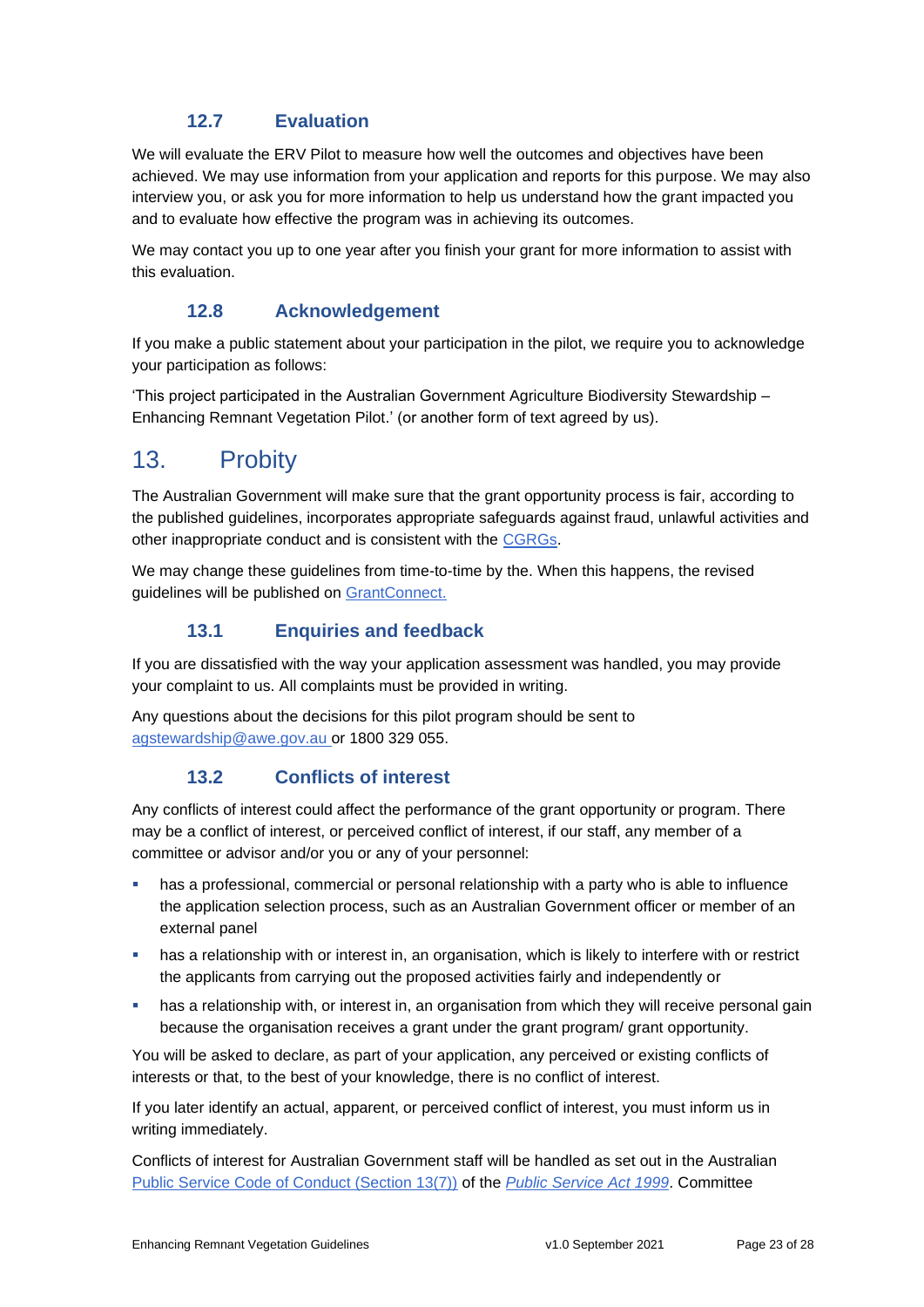### 12.7 Evaluation

We will evaluate the ERV Pilot to measure how well the outcomes and objectives have been achieved. We may use information from your application and reports for this purpose. We may also interview you, or ask you for more information to help us understand how the grant impacted you and to evaluate how effective the program was in achieving its outcomes.

We may contact you up to one year after you finish your grant for more information to assist with this evaluation.

### 12.8 Acknowledgement

If you make a public statement about your participation in the pilot, we require you to acknowledge your participation as follows:

'This project participated in the Australian Government Agriculture Biodiversity Stewardship – Enhancing Remnant Vegetation Pilot.' (or another form of text agreed by us).

## 13. Probity

The Australian Government will make sure that the grant opportunity process is fair, according to the published guidelines, incorporates appropriate safeguards against fraud, unlawful activities and other inappropriate conduct and is consistent with the CGRGs.

We may change these guidelines from time-to-time by the. When this happens, the revised guidelines will be published on GrantConnect.

### 13.1 Enquiries and feedback

If you are dissatisfied with the way your application assessment was handled, you may provide your complaint to us. All complaints must be provided in writing.

Any questions about the decisions for this pilot program should be sent to agstewardship@awe.gov.au or 1800 329 055.

### 13.2 Conflicts of interest

Any conflicts of interest could affect the performance of the grant opportunity or program. There may be a conflict of interest, or perceived conflict of interest, if our staff, any member of a committee or advisor and/or you or any of your personnel:

- has a professional, commercial or personal relationship with a party who is able to influence the application selection process, such as an Australian Government officer or member of an external panel
- has a relationship with or interest in, an organisation, which is likely to interfere with or restrict the applicants from carrying out the proposed activities fairly and independently or
- has a relationship with, or interest in, an organisation from which they will receive personal gain because the organisation receives a grant under the grant program/ grant opportunity.

You will be asked to declare, as part of your application, any perceived or existing conflicts of interests or that, to the best of your knowledge, there is no conflict of interest.

If you later identify an actual, apparent, or perceived conflict of interest, you must inform us in writing immediately.

Conflicts of interest for Australian Government staff will be handled as set out in the Australian Public Service Code of Conduct (Section 13(7)) of the *Public Service Act 1999*. Committee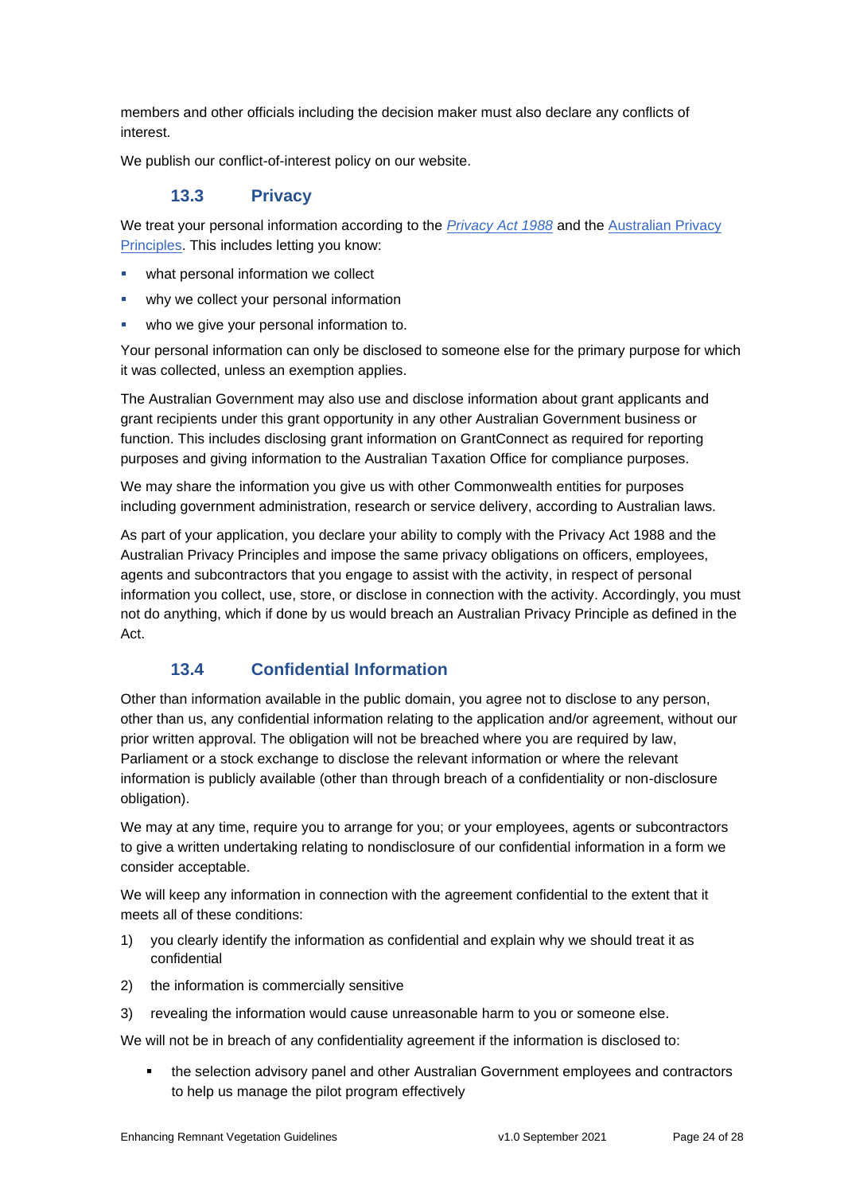members and other officials including the decision maker must also declare any conflicts of interest.

We publish our conflict-of-interest policy on our website.

### 13.3 Privacy

We treat your personal information according to the *Privacy Act 1988* and the Australian Privacy Principles. This includes letting you know:

- what personal information we collect
- why we collect your personal information
- who we give your personal information to.

Your personal information can only be disclosed to someone else for the primary purpose for which it was collected, unless an exemption applies.

The Australian Government may also use and disclose information about grant applicants and grant recipients under this grant opportunity in any other Australian Government business or function. This includes disclosing grant information on GrantConnect as required for reporting purposes and giving information to the Australian Taxation Office for compliance purposes.

We may share the information you give us with other Commonwealth entities for purposes including government administration, research or service delivery, according to Australian laws.

As part of your application, you declare your ability to comply with the Privacy Act 1988 and the Australian Privacy Principles and impose the same privacy obligations on officers, employees, agents and subcontractors that you engage to assist with the activity, in respect of personal information you collect, use, store, or disclose in connection with the activity. Accordingly, you must not do anything, which if done by us would breach an Australian Privacy Principle as defined in the Act.

### 13.4 Confidential Information

Other than information available in the public domain, you agree not to disclose to any person, other than us, any confidential information relating to the application and/or agreement, without our prior written approval. The obligation will not be breached where you are required by law, Parliament or a stock exchange to disclose the relevant information or where the relevant information is publicly available (other than through breach of a confidentiality or non-disclosure obligation).

We may at any time, require you to arrange for you; or your employees, agents or subcontractors to give a written undertaking relating to nondisclosure of our confidential information in a form we consider acceptable.

We will keep any information in connection with the agreement confidential to the extent that it meets all of these conditions:

1) you clearly identify the information as confidential and explain why we should treat it as confidential
2) the information is commercially sensitive
3) revealing the information would cause unreasonable harm to you or someone else.

We will not be in breach of any confidentiality agreement if the information is disclosed to:

- the selection advisory panel and other Australian Government employees and contractors to help us manage the pilot program effectively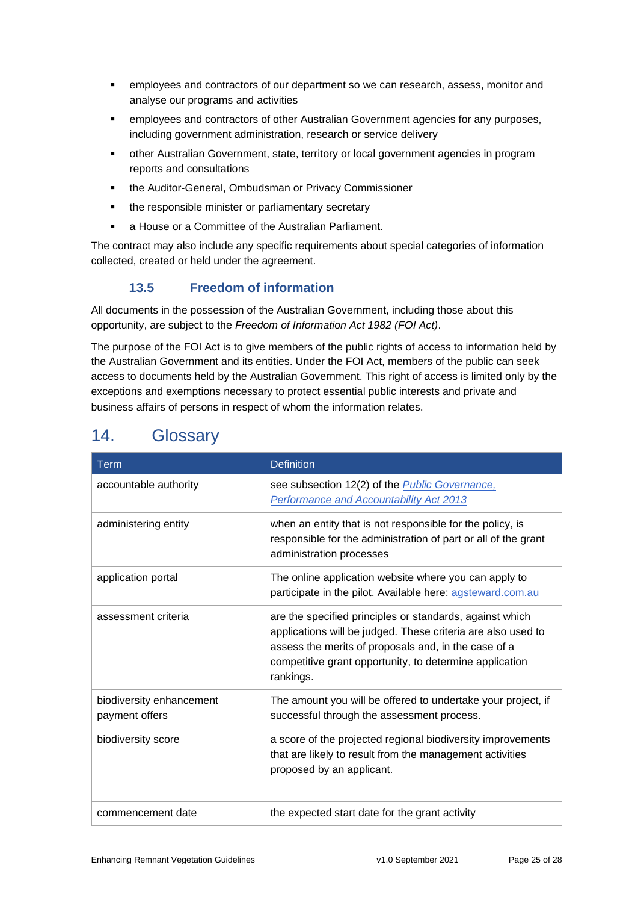- employees and contractors of our department so we can research, assess, monitor and analyse our programs and activities
- employees and contractors of other Australian Government agencies for any purposes, including government administration, research or service delivery
- other Australian Government, state, territory or local government agencies in program reports and consultations
- the Auditor-General, Ombudsman or Privacy Commissioner
- the responsible minister or parliamentary secretary
- a House or a Committee of the Australian Parliament.

The contract may also include any specific requirements about special categories of information collected, created or held under the agreement.

### 13.5 Freedom of information

All documents in the possession of the Australian Government, including those about this opportunity, are subject to the *Freedom of Information Act 1982 (FOI Act)*.

The purpose of the FOI Act is to give members of the public rights of access to information held by the Australian Government and its entities. Under the FOI Act, members of the public can seek access to documents held by the Australian Government. This right of access is limited only by the exceptions and exemptions necessary to protect essential public interests and private and business affairs of persons in respect of whom the information relates.

## 14. Glossary

| Term | Definition |
| --- | --- |
| accountable authority | see subsection 12(2) of the *Public Governance, Performance and Accountability Act 2013* |
| administering entity | when an entity that is not responsible for the policy, is responsible for the administration of part or all of the grant administration processes |
| application portal | The online application website where you can apply to participate in the pilot. Available here: agsteward.com.au |
| assessment criteria | are the specified principles or standards, against which applications will be judged. These criteria are also used to assess the merits of proposals and, in the case of a competitive grant opportunity, to determine application rankings. |
| biodiversity enhancement payment offers | The amount you will be offered to undertake your project, if successful through the assessment process. |
| biodiversity score | a score of the projected regional biodiversity improvements that are likely to result from the management activities proposed by an applicant. |
| commencement date | the expected start date for the grant activity |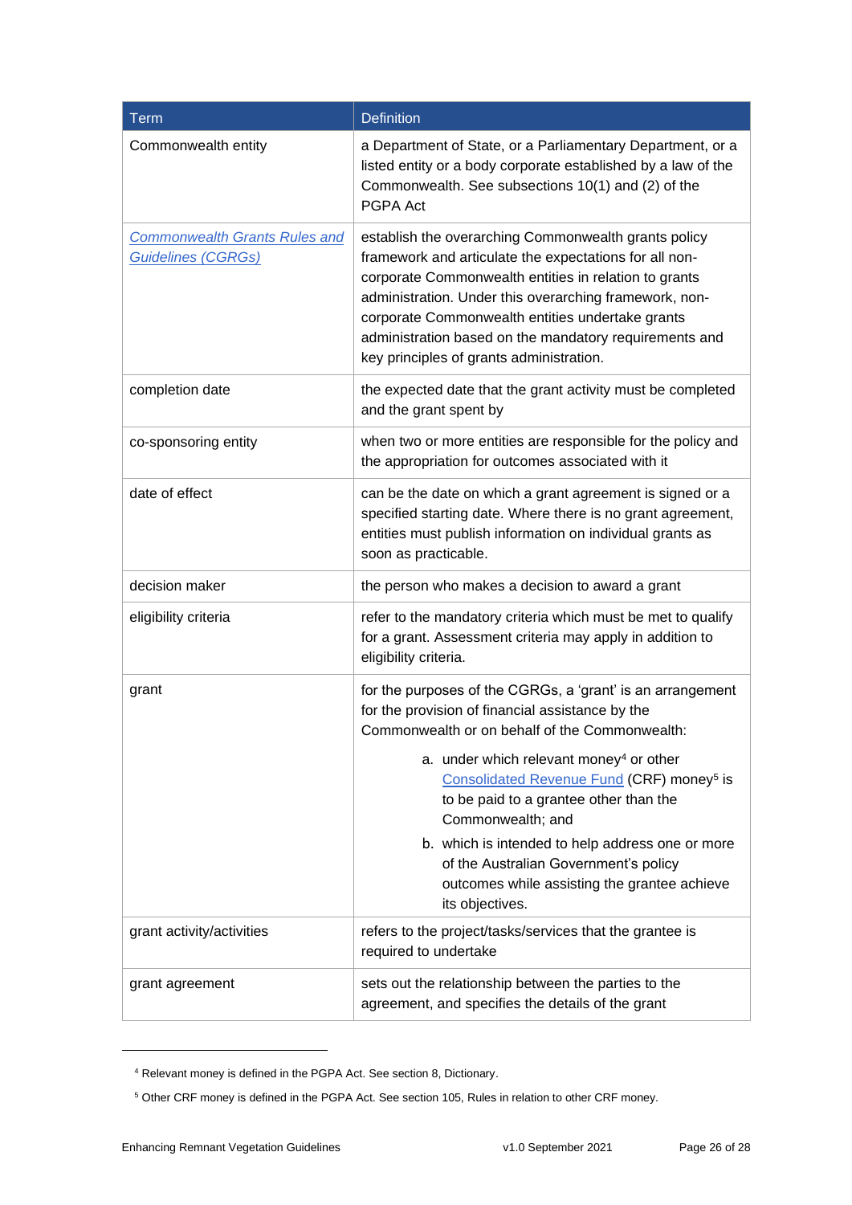| Term | Definition |
| --- | --- |
| Commonwealth entity | a Department of State, or a Parliamentary Department, or a listed entity or a body corporate established by a law of the Commonwealth. See subsections 10(1) and (2) of the PGPA Act |
| *Commonwealth Grants Rules and Guidelines (CGRGs)* | establish the overarching Commonwealth grants policy framework and articulate the expectations for all non-corporate Commonwealth entities in relation to grants administration. Under this overarching framework, non-corporate Commonwealth entities undertake grants administration based on the mandatory requirements and key principles of grants administration. |
| completion date | the expected date that the grant activity must be completed and the grant spent by |
| co-sponsoring entity | when two or more entities are responsible for the policy and the appropriation for outcomes associated with it |
| date of effect | can be the date on which a grant agreement is signed or a specified starting date. Where there is no grant agreement, entities must publish information on individual grants as soon as practicable. |
| decision maker | the person who makes a decision to award a grant |
| eligibility criteria | refer to the mandatory criteria which must be met to qualify for a grant. Assessment criteria may apply in addition to eligibility criteria. |
| grant | for the purposes of the CGRGs, a 'grant' is an arrangement for the provision of financial assistance by the Commonwealth or on behalf of the Commonwealth:<br>a. under which relevant money[4] or other Consolidated Revenue Fund (CRF) money[5] is to be paid to a grantee other than the Commonwealth; and<br>b. which is intended to help address one or more of the Australian Government's policy outcomes while assisting the grantee achieve its objectives. |
| grant activity/activities | refers to the project/tasks/services that the grantee is required to undertake |
| grant agreement | sets out the relationship between the parties to the agreement, and specifies the details of the grant |

[4] Relevant money is defined in the PGPA Act. See section 8, Dictionary.

[5] Other CRF money is defined in the PGPA Act. See section 105, Rules in relation to other CRF money.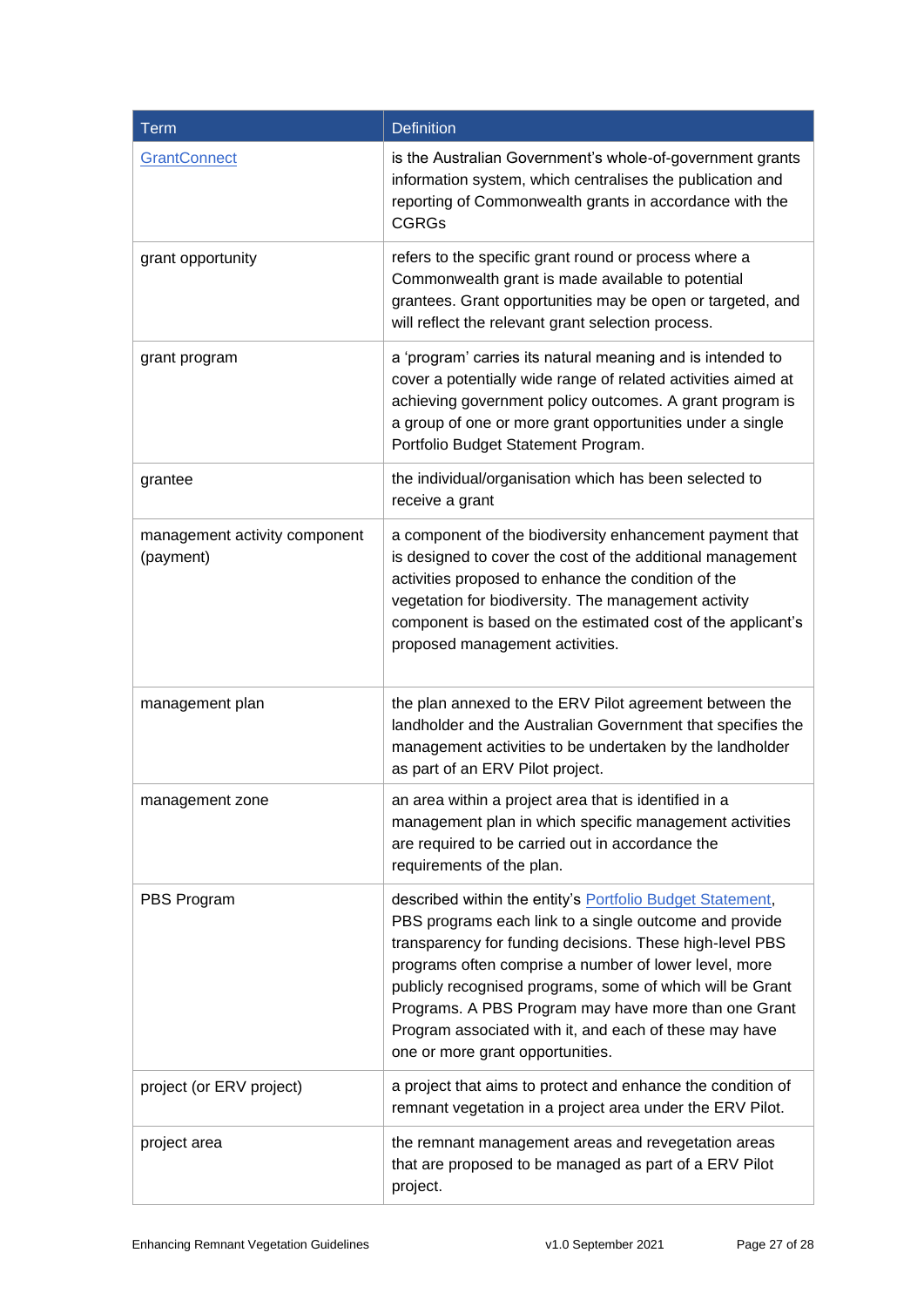| Term | Definition |
| --- | --- |
| [GrantConnect](GrantConnect) | is the Australian Government's whole-of-government grants information system, which centralises the publication and reporting of Commonwealth grants in accordance with the CGRGs |
| grant opportunity | refers to the specific grant round or process where a Commonwealth grant is made available to potential grantees. Grant opportunities may be open or targeted, and will reflect the relevant grant selection process. |
| grant program | a 'program' carries its natural meaning and is intended to cover a potentially wide range of related activities aimed at achieving government policy outcomes. A grant program is a group of one or more grant opportunities under a single Portfolio Budget Statement Program. |
| grantee | the individual/organisation which has been selected to receive a grant |
| management activity component (payment) | a component of the biodiversity enhancement payment that is designed to cover the cost of the additional management activities proposed to enhance the condition of the vegetation for biodiversity. The management activity component is based on the estimated cost of the applicant's proposed management activities. |
| management plan | the plan annexed to the ERV Pilot agreement between the landholder and the Australian Government that specifies the management activities to be undertaken by the landholder as part of an ERV Pilot project. |
| management zone | an area within a project area that is identified in a management plan in which specific management activities are required to be carried out in accordance the requirements of the plan. |
| PBS Program | described within the entity's Portfolio Budget Statement, PBS programs each link to a single outcome and provide transparency for funding decisions. These high-level PBS programs often comprise a number of lower level, more publicly recognised programs, some of which will be Grant Programs. A PBS Program may have more than one Grant Program associated with it, and each of these may have one or more grant opportunities. |
| project (or ERV project) | a project that aims to protect and enhance the condition of remnant vegetation in a project area under the ERV Pilot. |
| project area | the remnant management areas and revegetation areas that are proposed to be managed as part of a ERV Pilot project. |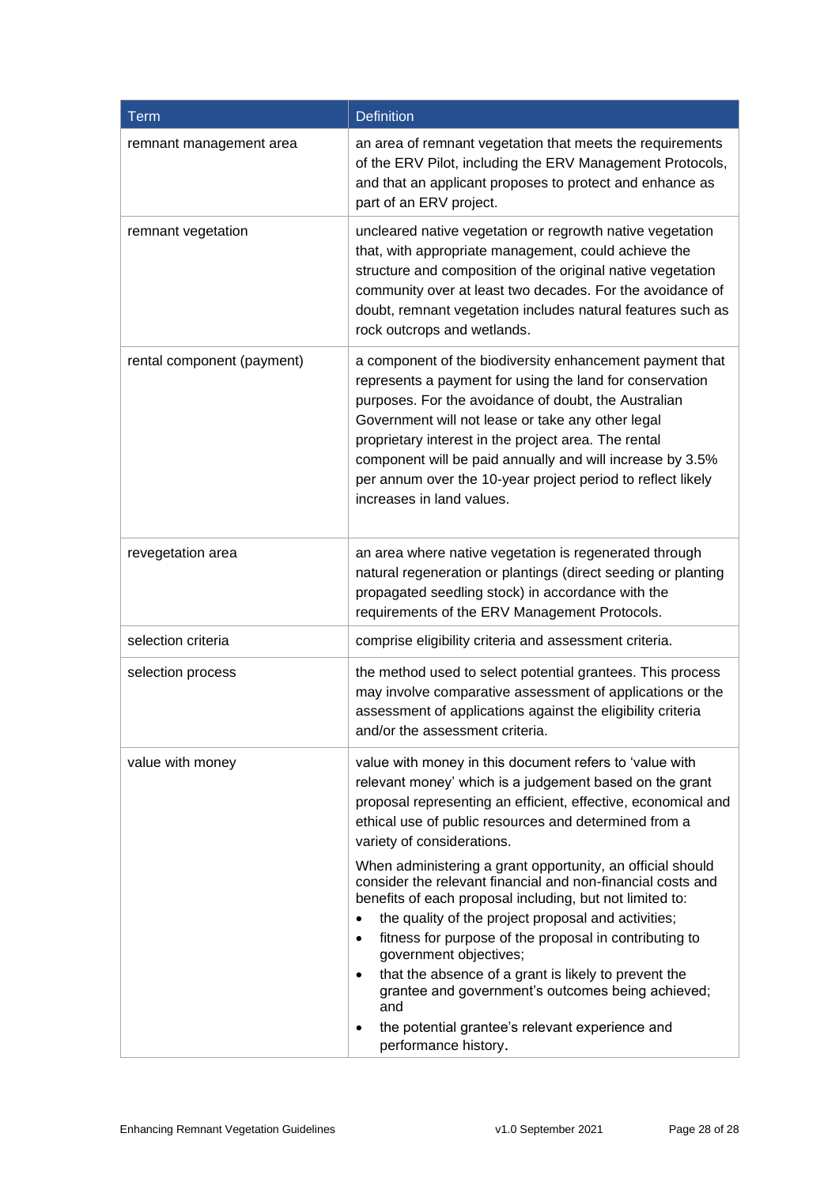| Term | Definition |
|---|---|
| remnant management area | an area of remnant vegetation that meets the requirements of the ERV Pilot, including the ERV Management Protocols, and that an applicant proposes to protect and enhance as part of an ERV project. |
| remnant vegetation | uncleared native vegetation or regrowth native vegetation that, with appropriate management, could achieve the structure and composition of the original native vegetation community over at least two decades. For the avoidance of doubt, remnant vegetation includes natural features such as rock outcrops and wetlands. |
| rental component (payment) | a component of the biodiversity enhancement payment that represents a payment for using the land for conservation purposes. For the avoidance of doubt, the Australian Government will not lease or take any other legal proprietary interest in the project area. The rental component will be paid annually and will increase by 3.5% per annum over the 10-year project period to reflect likely increases in land values. |
| revegetation area | an area where native vegetation is regenerated through natural regeneration or plantings (direct seeding or planting propagated seedling stock) in accordance with the requirements of the ERV Management Protocols. |
| selection criteria | comprise eligibility criteria and assessment criteria. |
| selection process | the method used to select potential grantees. This process may involve comparative assessment of applications or the assessment of applications against the eligibility criteria and/or the assessment criteria. |
| value with money | value with money in this document refers to 'value with relevant money' which is a judgement based on the grant proposal representing an efficient, effective, economical and ethical use of public resources and determined from a variety of considerations.<br><br>When administering a grant opportunity, an official should consider the relevant financial and non-financial costs and benefits of each proposal including, but not limited to:<br>• the quality of the project proposal and activities;<br>• fitness for purpose of the proposal in contributing to government objectives;<br>• that the absence of a grant is likely to prevent the grantee and government's outcomes being achieved; and<br>• the potential grantee's relevant experience and performance history. |